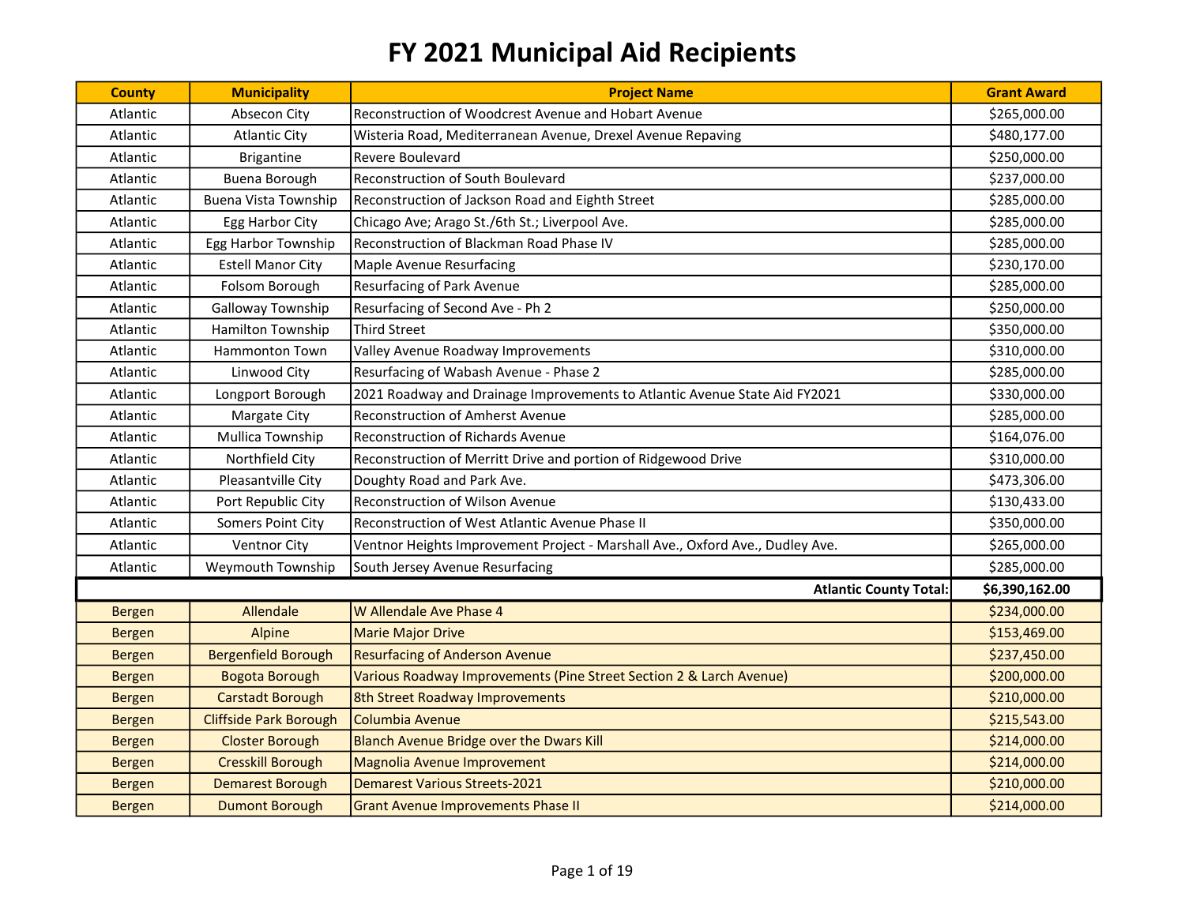# FY 2021 Municipal Aid Recipients

| County | Municipality | Project Name | Grant Award |
|---|---|---|---|
| Atlantic | Absecon City | Reconstruction of Woodcrest Avenue and Hobart Avenue | $265,000.00 |
| Atlantic | Atlantic City | Wisteria Road, Mediterranean Avenue, Drexel Avenue Repaving | $480,177.00 |
| Atlantic | Brigantine | Revere Boulevard | $250,000.00 |
| Atlantic | Buena Borough | Reconstruction of South Boulevard | $237,000.00 |
| Atlantic | Buena Vista Township | Reconstruction of Jackson Road and Eighth Street | $285,000.00 |
| Atlantic | Egg Harbor City | Chicago Ave; Arago St./6th St.; Liverpool Ave. | $285,000.00 |
| Atlantic | Egg Harbor Township | Reconstruction of Blackman Road Phase IV | $285,000.00 |
| Atlantic | Estell Manor City | Maple Avenue Resurfacing | $230,170.00 |
| Atlantic | Folsom Borough | Resurfacing of Park Avenue | $285,000.00 |
| Atlantic | Galloway Township | Resurfacing of Second Ave - Ph 2 | $250,000.00 |
| Atlantic | Hamilton Township | Third Street | $350,000.00 |
| Atlantic | Hammonton Town | Valley Avenue Roadway Improvements | $310,000.00 |
| Atlantic | Linwood City | Resurfacing of Wabash Avenue - Phase 2 | $285,000.00 |
| Atlantic | Longport Borough | 2021 Roadway and Drainage Improvements to Atlantic Avenue State Aid FY2021 | $330,000.00 |
| Atlantic | Margate City | Reconstruction of Amherst Avenue | $285,000.00 |
| Atlantic | Mullica Township | Reconstruction of Richards Avenue | $164,076.00 |
| Atlantic | Northfield City | Reconstruction of Merritt Drive and portion of Ridgewood Drive | $310,000.00 |
| Atlantic | Pleasantville City | Doughty Road and Park Ave. | $473,306.00 |
| Atlantic | Port Republic City | Reconstruction of Wilson Avenue | $130,433.00 |
| Atlantic | Somers Point City | Reconstruction of West Atlantic Avenue Phase II | $350,000.00 |
| Atlantic | Ventnor City | Ventnor Heights Improvement Project - Marshall Ave., Oxford Ave., Dudley Ave. | $265,000.00 |
| Atlantic | Weymouth Township | South Jersey Avenue Resurfacing | $285,000.00 |
| | | **Atlantic County Total:** | **$6,390,162.00** |
| Bergen | Allendale | W Allendale Ave Phase 4 | $234,000.00 |
| Bergen | Alpine | Marie Major Drive | $153,469.00 |
| Bergen | Bergenfield Borough | Resurfacing of Anderson Avenue | $237,450.00 |
| Bergen | Bogota Borough | Various Roadway Improvements (Pine Street Section 2 & Larch Avenue) | $200,000.00 |
| Bergen | Carstadt Borough | 8th Street Roadway Improvements | $210,000.00 |
| Bergen | Cliffside Park Borough | Columbia Avenue | $215,543.00 |
| Bergen | Closter Borough | Blanch Avenue Bridge over the Dwars Kill | $214,000.00 |
| Bergen | Cresskill Borough | Magnolia Avenue Improvement | $214,000.00 |
| Bergen | Demarest Borough | Demarest Various Streets-2021 | $210,000.00 |
| Bergen | Dumont Borough | Grant Avenue Improvements Phase II | $214,000.00 |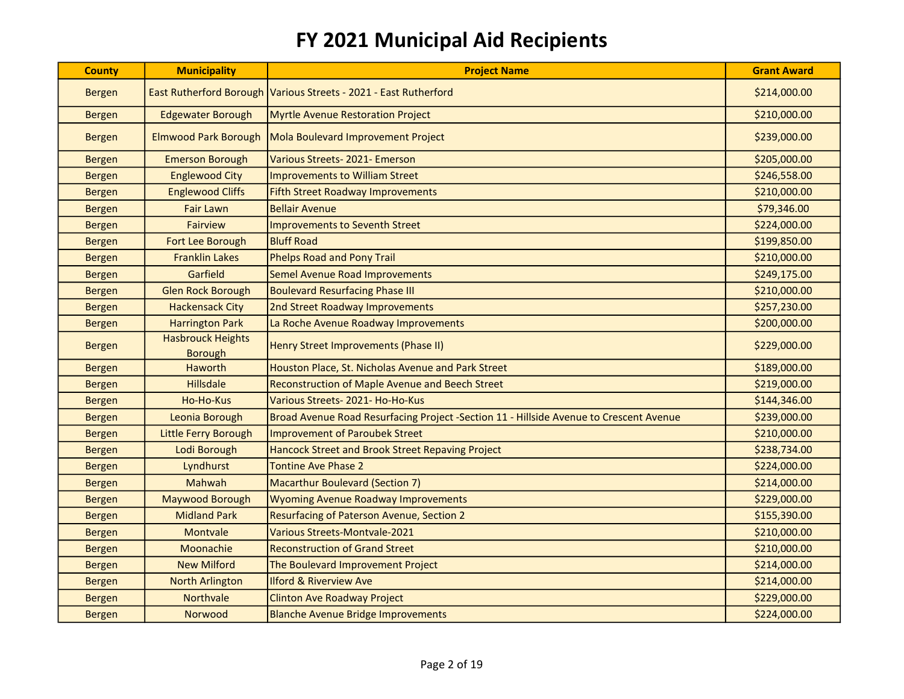# FY 2021 Municipal Aid Recipients

| County | Municipality | Project Name | Grant Award |
|---|---|---|---|
| Bergen | East Rutherford Borough | Various Streets - 2021 - East Rutherford | $214,000.00 |
| Bergen | Edgewater Borough | Myrtle Avenue Restoration Project | $210,000.00 |
| Bergen | Elmwood Park Borough | Mola Boulevard Improvement Project | $239,000.00 |
| Bergen | Emerson Borough | Various Streets- 2021- Emerson | $205,000.00 |
| Bergen | Englewood City | Improvements to William Street | $246,558.00 |
| Bergen | Englewood Cliffs | Fifth Street Roadway Improvements | $210,000.00 |
| Bergen | Fair Lawn | Bellair Avenue | $79,346.00 |
| Bergen | Fairview | Improvements to Seventh Street | $224,000.00 |
| Bergen | Fort Lee Borough | Bluff Road | $199,850.00 |
| Bergen | Franklin Lakes | Phelps Road and Pony Trail | $210,000.00 |
| Bergen | Garfield | Semel Avenue Road Improvements | $249,175.00 |
| Bergen | Glen Rock Borough | Boulevard Resurfacing Phase III | $210,000.00 |
| Bergen | Hackensack City | 2nd Street Roadway Improvements | $257,230.00 |
| Bergen | Harrington Park | La Roche Avenue Roadway Improvements | $200,000.00 |
| Bergen | Hasbrouck Heights Borough | Henry Street Improvements (Phase II) | $229,000.00 |
| Bergen | Haworth | Houston Place, St. Nicholas Avenue and Park Street | $189,000.00 |
| Bergen | Hillsdale | Reconstruction of Maple Avenue and Beech Street | $219,000.00 |
| Bergen | Ho-Ho-Kus | Various Streets- 2021- Ho-Ho-Kus | $144,346.00 |
| Bergen | Leonia Borough | Broad Avenue Road Resurfacing Project -Section 11 - Hillside Avenue to Crescent Avenue | $239,000.00 |
| Bergen | Little Ferry Borough | Improvement of Paroubek Street | $210,000.00 |
| Bergen | Lodi Borough | Hancock Street and Brook Street Repaving Project | $238,734.00 |
| Bergen | Lyndhurst | Tontine Ave Phase 2 | $224,000.00 |
| Bergen | Mahwah | Macarthur Boulevard (Section 7) | $214,000.00 |
| Bergen | Maywood Borough | Wyoming Avenue Roadway Improvements | $229,000.00 |
| Bergen | Midland Park | Resurfacing of Paterson Avenue, Section 2 | $155,390.00 |
| Bergen | Montvale | Various Streets-Montvale-2021 | $210,000.00 |
| Bergen | Moonachie | Reconstruction of Grand Street | $210,000.00 |
| Bergen | New Milford | The Boulevard Improvement Project | $214,000.00 |
| Bergen | North Arlington | Ilford & Riverview Ave | $214,000.00 |
| Bergen | Northvale | Clinton Ave Roadway Project | $229,000.00 |
| Bergen | Norwood | Blanche Avenue Bridge Improvements | $224,000.00 |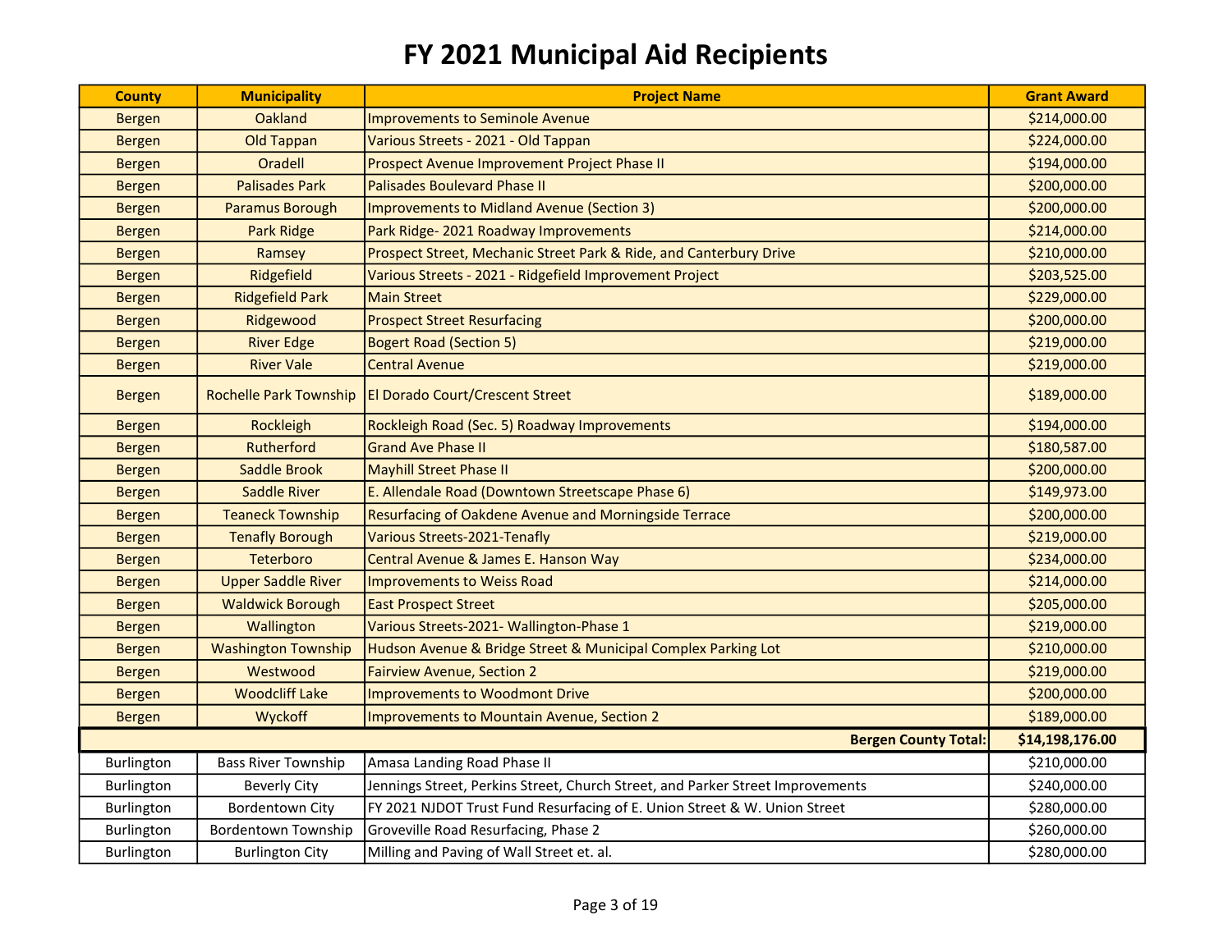# FY 2021 Municipal Aid Recipients

| County | Municipality | Project Name | Grant Award |
|---|---|---|---|
| Bergen | Oakland | Improvements to Seminole Avenue | $214,000.00 |
| Bergen | Old Tappan | Various Streets - 2021 - Old Tappan | $224,000.00 |
| Bergen | Oradell | Prospect Avenue Improvement Project Phase II | $194,000.00 |
| Bergen | Palisades Park | Palisades Boulevard Phase II | $200,000.00 |
| Bergen | Paramus Borough | Improvements to Midland Avenue (Section 3) | $200,000.00 |
| Bergen | Park Ridge | Park Ridge- 2021 Roadway Improvements | $214,000.00 |
| Bergen | Ramsey | Prospect Street, Mechanic Street Park & Ride, and Canterbury Drive | $210,000.00 |
| Bergen | Ridgefield | Various Streets - 2021 - Ridgefield Improvement Project | $203,525.00 |
| Bergen | Ridgefield Park | Main Street | $229,000.00 |
| Bergen | Ridgewood | Prospect Street Resurfacing | $200,000.00 |
| Bergen | River Edge | Bogert Road (Section 5) | $219,000.00 |
| Bergen | River Vale | Central Avenue | $219,000.00 |
| Bergen | Rochelle Park Township | El Dorado Court/Crescent Street | $189,000.00 |
| Bergen | Rockleigh | Rockleigh Road (Sec. 5) Roadway Improvements | $194,000.00 |
| Bergen | Rutherford | Grand Ave Phase II | $180,587.00 |
| Bergen | Saddle Brook | Mayhill Street Phase II | $200,000.00 |
| Bergen | Saddle River | E. Allendale Road (Downtown Streetscape Phase 6) | $149,973.00 |
| Bergen | Teaneck Township | Resurfacing of Oakdene Avenue and Morningside Terrace | $200,000.00 |
| Bergen | Tenafly Borough | Various Streets-2021-Tenafly | $219,000.00 |
| Bergen | Teterboro | Central Avenue & James E. Hanson Way | $234,000.00 |
| Bergen | Upper Saddle River | Improvements to Weiss Road | $214,000.00 |
| Bergen | Waldwick Borough | East Prospect Street | $205,000.00 |
| Bergen | Wallington | Various Streets-2021- Wallington-Phase 1 | $219,000.00 |
| Bergen | Washington Township | Hudson Avenue & Bridge Street & Municipal Complex Parking Lot | $210,000.00 |
| Bergen | Westwood | Fairview Avenue, Section 2 | $219,000.00 |
| Bergen | Woodcliff Lake | Improvements to Woodmont Drive | $200,000.00 |
| Bergen | Wyckoff | Improvements to Mountain Avenue, Section 2 | $189,000.00 |
| | | **Bergen County Total:** | **$14,198,176.00** |
| Burlington | Bass River Township | Amasa Landing Road Phase II | $210,000.00 |
| Burlington | Beverly City | Jennings Street, Perkins Street, Church Street, and Parker Street Improvements | $240,000.00 |
| Burlington | Bordentown City | FY 2021 NJDOT Trust Fund Resurfacing of E. Union Street & W. Union Street | $280,000.00 |
| Burlington | Bordentown Township | Groveville Road Resurfacing, Phase 2 | $260,000.00 |
| Burlington | Burlington City | Milling and Paving of Wall Street et. al. | $280,000.00 |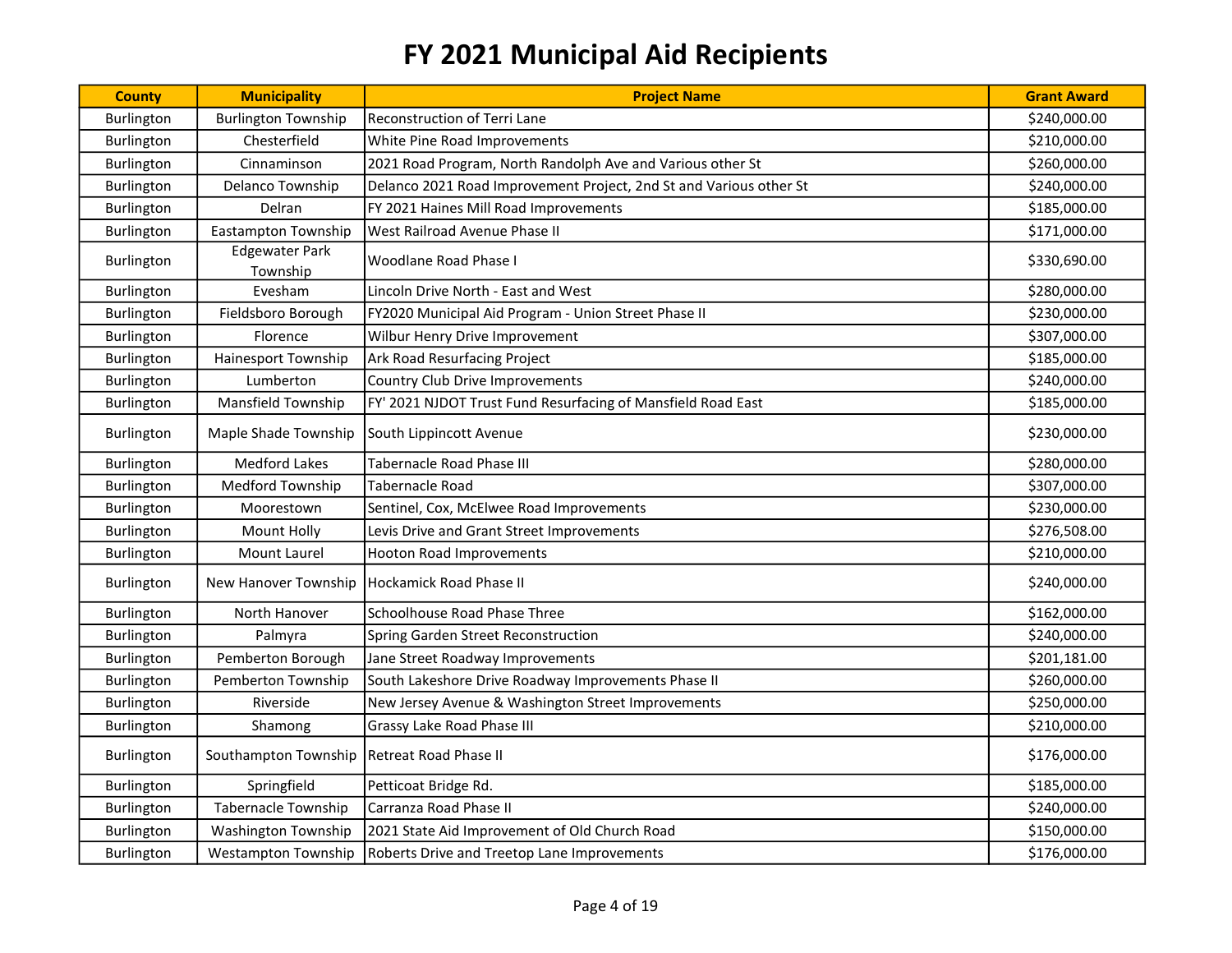# FY 2021 Municipal Aid Recipients

| County | Municipality | Project Name | Grant Award |
| --- | --- | --- | --- |
| Burlington | Burlington Township | Reconstruction of Terri Lane | $240,000.00 |
| Burlington | Chesterfield | White Pine Road Improvements | $210,000.00 |
| Burlington | Cinnaminson | 2021 Road Program, North Randolph Ave and Various other St | $260,000.00 |
| Burlington | Delanco Township | Delanco 2021 Road Improvement Project, 2nd St and Various other St | $240,000.00 |
| Burlington | Delran | FY 2021 Haines Mill Road Improvements | $185,000.00 |
| Burlington | Eastampton Township | West Railroad Avenue Phase II | $171,000.00 |
| Burlington | Edgewater Park Township | Woodlane Road Phase I | $330,690.00 |
| Burlington | Evesham | Lincoln Drive North - East and West | $280,000.00 |
| Burlington | Fieldsboro Borough | FY2020 Municipal Aid Program - Union Street Phase II | $230,000.00 |
| Burlington | Florence | Wilbur Henry Drive Improvement | $307,000.00 |
| Burlington | Hainesport Township | Ark Road Resurfacing Project | $185,000.00 |
| Burlington | Lumberton | Country Club Drive Improvements | $240,000.00 |
| Burlington | Mansfield Township | FY' 2021 NJDOT Trust Fund Resurfacing of Mansfield Road East | $185,000.00 |
| Burlington | Maple Shade Township | South Lippincott Avenue | $230,000.00 |
| Burlington | Medford Lakes | Tabernacle Road Phase III | $280,000.00 |
| Burlington | Medford Township | Tabernacle Road | $307,000.00 |
| Burlington | Moorestown | Sentinel, Cox, McElwee Road Improvements | $230,000.00 |
| Burlington | Mount Holly | Levis Drive and Grant Street Improvements | $276,508.00 |
| Burlington | Mount Laurel | Hooton Road Improvements | $210,000.00 |
| Burlington | New Hanover Township | Hockamick Road Phase II | $240,000.00 |
| Burlington | North Hanover | Schoolhouse Road Phase Three | $162,000.00 |
| Burlington | Palmyra | Spring Garden Street Reconstruction | $240,000.00 |
| Burlington | Pemberton Borough | Jane Street Roadway Improvements | $201,181.00 |
| Burlington | Pemberton Township | South Lakeshore Drive Roadway Improvements Phase II | $260,000.00 |
| Burlington | Riverside | New Jersey Avenue & Washington Street Improvements | $250,000.00 |
| Burlington | Shamong | Grassy Lake Road Phase III | $210,000.00 |
| Burlington | Southampton Township | Retreat Road Phase II | $176,000.00 |
| Burlington | Springfield | Petticoat Bridge Rd. | $185,000.00 |
| Burlington | Tabernacle Township | Carranza Road Phase II | $240,000.00 |
| Burlington | Washington Township | 2021 State Aid Improvement of Old Church Road | $150,000.00 |
| Burlington | Westampton Township | Roberts Drive and Treetop Lane Improvements | $176,000.00 |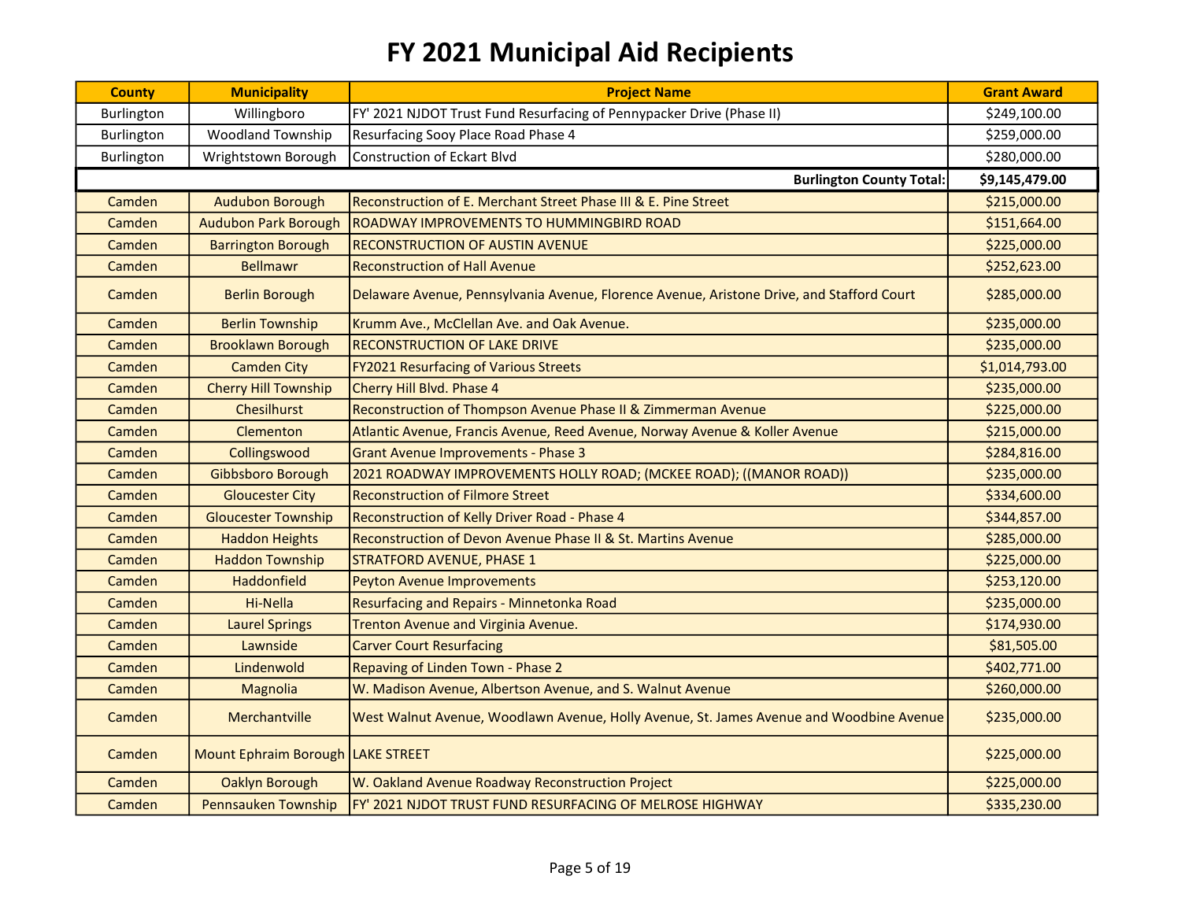# FY 2021 Municipal Aid Recipients

| County | Municipality | Project Name | Grant Award |
|---|---|---|---|
| Burlington | Willingboro | FY' 2021 NJDOT Trust Fund Resurfacing of Pennypacker Drive (Phase II) | $249,100.00 |
| Burlington | Woodland Township | Resurfacing Sooy Place Road Phase 4 | $259,000.00 |
| Burlington | Wrightstown Borough | Construction of Eckart Blvd | $280,000.00 |
| | | **Burlington County Total:** | **$9,145,479.00** |
| Camden | Audubon Borough | Reconstruction of E. Merchant Street Phase III & E. Pine Street | $215,000.00 |
| Camden | Audubon Park Borough | ROADWAY IMPROVEMENTS TO HUMMINGBIRD ROAD | $151,664.00 |
| Camden | Barrington Borough | RECONSTRUCTION OF AUSTIN AVENUE | $225,000.00 |
| Camden | Bellmawr | Reconstruction of Hall Avenue | $252,623.00 |
| Camden | Berlin Borough | Delaware Avenue, Pennsylvania Avenue, Florence Avenue, Aristone Drive, and Stafford Court | $285,000.00 |
| Camden | Berlin Township | Krumm Ave., McClellan Ave. and Oak Avenue. | $235,000.00 |
| Camden | Brooklawn Borough | RECONSTRUCTION OF LAKE DRIVE | $235,000.00 |
| Camden | Camden City | FY2021 Resurfacing of Various Streets | $1,014,793.00 |
| Camden | Cherry Hill Township | Cherry Hill Blvd. Phase 4 | $235,000.00 |
| Camden | Chesilhurst | Reconstruction of Thompson Avenue Phase II & Zimmerman Avenue | $225,000.00 |
| Camden | Clementon | Atlantic Avenue, Francis Avenue, Reed Avenue, Norway Avenue & Koller Avenue | $215,000.00 |
| Camden | Collingswood | Grant Avenue Improvements - Phase 3 | $284,816.00 |
| Camden | Gibbsboro Borough | 2021 ROADWAY IMPROVEMENTS HOLLY ROAD; (MCKEE ROAD); ((MANOR ROAD)) | $235,000.00 |
| Camden | Gloucester City | Reconstruction of Filmore Street | $334,600.00 |
| Camden | Gloucester Township | Reconstruction of Kelly Driver Road - Phase 4 | $344,857.00 |
| Camden | Haddon Heights | Reconstruction of Devon Avenue Phase II & St. Martins Avenue | $285,000.00 |
| Camden | Haddon Township | STRATFORD AVENUE, PHASE 1 | $225,000.00 |
| Camden | Haddonfield | Peyton Avenue Improvements | $253,120.00 |
| Camden | Hi-Nella | Resurfacing and Repairs - Minnetonka Road | $235,000.00 |
| Camden | Laurel Springs | Trenton Avenue and Virginia Avenue. | $174,930.00 |
| Camden | Lawnside | Carver Court Resurfacing | $81,505.00 |
| Camden | Lindenwold | Repaving of Linden Town - Phase 2 | $402,771.00 |
| Camden | Magnolia | W. Madison Avenue, Albertson Avenue, and S. Walnut Avenue | $260,000.00 |
| Camden | Merchantville | West Walnut Avenue, Woodlawn Avenue, Holly Avenue, St. James Avenue and Woodbine Avenue | $235,000.00 |
| Camden | Mount Ephraim Borough | LAKE STREET | $225,000.00 |
| Camden | Oaklyn Borough | W. Oakland Avenue Roadway Reconstruction Project | $225,000.00 |
| Camden | Pennsauken Township | FY' 2021 NJDOT TRUST FUND RESURFACING OF MELROSE HIGHWAY | $335,230.00 |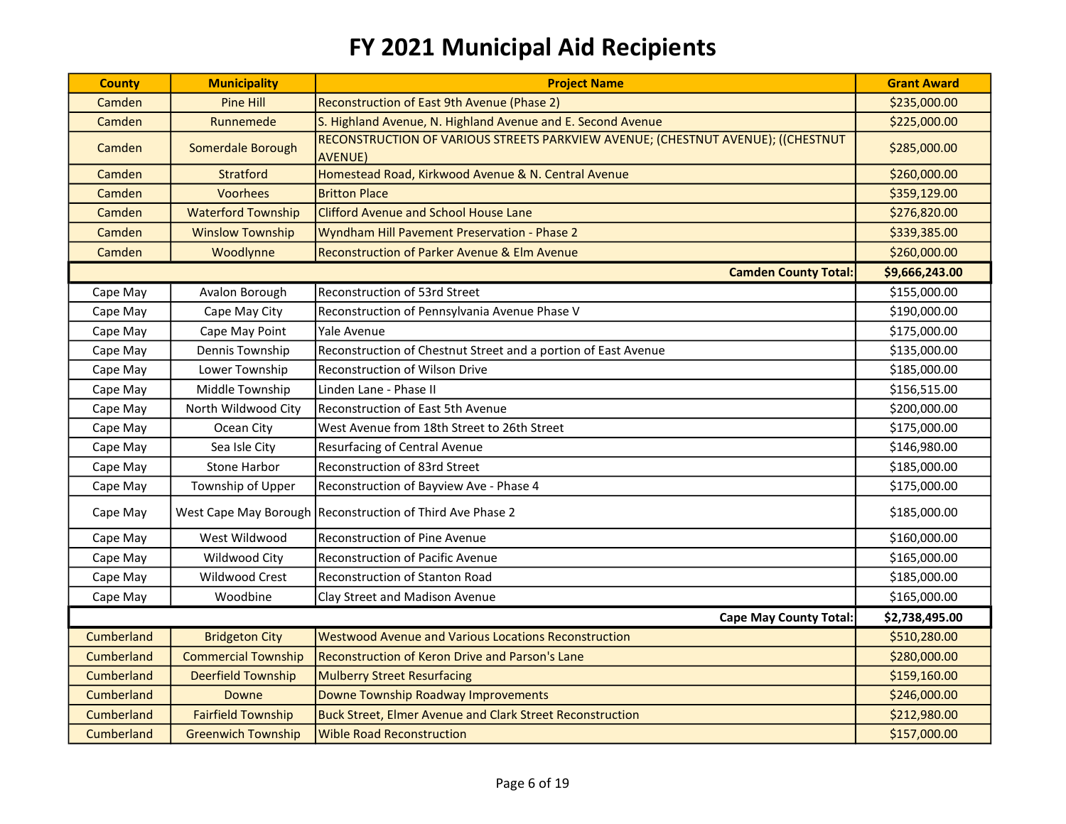# FY 2021 Municipal Aid Recipients

| County | Municipality | Project Name | Grant Award |
|---|---|---|---|
| Camden | Pine Hill | Reconstruction of East 9th Avenue (Phase 2) | $235,000.00 |
| Camden | Runnemede | S. Highland Avenue, N. Highland Avenue and E. Second Avenue | $225,000.00 |
| Camden | Somerdale Borough | RECONSTRUCTION OF VARIOUS STREETS PARKVIEW AVENUE; (CHESTNUT AVENUE); ((CHESTNUT AVENUE) | $285,000.00 |
| Camden | Stratford | Homestead Road, Kirkwood Avenue & N. Central Avenue | $260,000.00 |
| Camden | Voorhees | Britton Place | $359,129.00 |
| Camden | Waterford Township | Clifford Avenue and School House Lane | $276,820.00 |
| Camden | Winslow Township | Wyndham Hill Pavement Preservation - Phase 2 | $339,385.00 |
| Camden | Woodlynne | Reconstruction of Parker Avenue & Elm Avenue | $260,000.00 |
| | | **Camden County Total:** | **$9,666,243.00** |
| Cape May | Avalon Borough | Reconstruction of 53rd Street | $155,000.00 |
| Cape May | Cape May City | Reconstruction of Pennsylvania Avenue Phase V | $190,000.00 |
| Cape May | Cape May Point | Yale Avenue | $175,000.00 |
| Cape May | Dennis Township | Reconstruction of Chestnut Street and a portion of East Avenue | $135,000.00 |
| Cape May | Lower Township | Reconstruction of Wilson Drive | $185,000.00 |
| Cape May | Middle Township | Linden Lane - Phase II | $156,515.00 |
| Cape May | North Wildwood City | Reconstruction of East 5th Avenue | $200,000.00 |
| Cape May | Ocean City | West Avenue from 18th Street to 26th Street | $175,000.00 |
| Cape May | Sea Isle City | Resurfacing of Central Avenue | $146,980.00 |
| Cape May | Stone Harbor | Reconstruction of 83rd Street | $185,000.00 |
| Cape May | Township of Upper | Reconstruction of Bayview Ave - Phase 4 | $175,000.00 |
| Cape May | West Cape May Borough | Reconstruction of Third Ave Phase 2 | $185,000.00 |
| Cape May | West Wildwood | Reconstruction of Pine Avenue | $160,000.00 |
| Cape May | Wildwood City | Reconstruction of Pacific Avenue | $165,000.00 |
| Cape May | Wildwood Crest | Reconstruction of Stanton Road | $185,000.00 |
| Cape May | Woodbine | Clay Street and Madison Avenue | $165,000.00 |
| | | **Cape May County Total:** | **$2,738,495.00** |
| Cumberland | Bridgeton City | Westwood Avenue and Various Locations Reconstruction | $510,280.00 |
| Cumberland | Commercial Township | Reconstruction of Keron Drive and Parson's Lane | $280,000.00 |
| Cumberland | Deerfield Township | Mulberry Street Resurfacing | $159,160.00 |
| Cumberland | Downe | Downe Township Roadway Improvements | $246,000.00 |
| Cumberland | Fairfield Township | Buck Street, Elmer Avenue and Clark Street Reconstruction | $212,980.00 |
| Cumberland | Greenwich Township | Wible Road Reconstruction | $157,000.00 |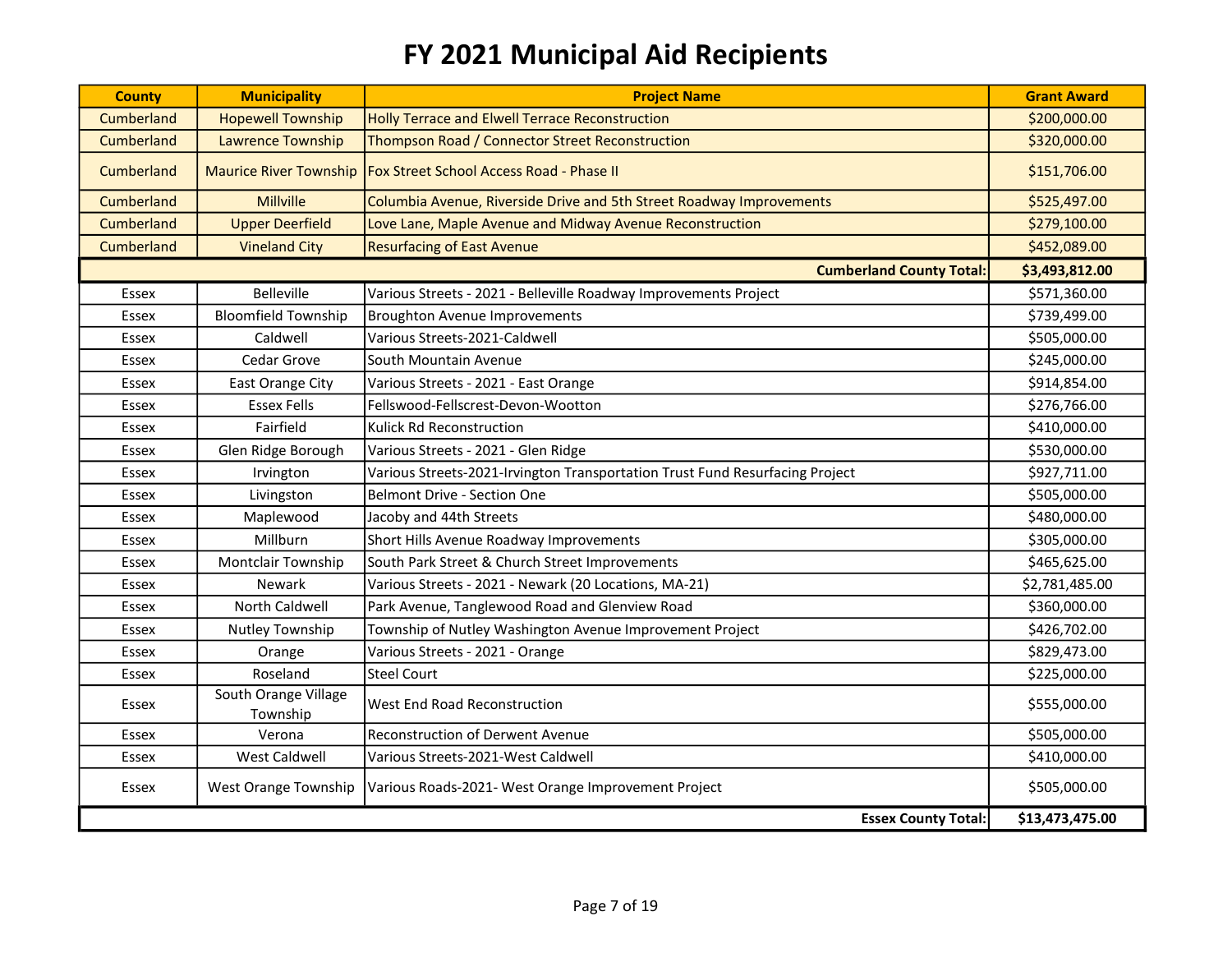# FY 2021 Municipal Aid Recipients

| County | Municipality | Project Name | Grant Award |
|---|---|---|---|
| Cumberland | Hopewell Township | Holly Terrace and Elwell Terrace Reconstruction | $200,000.00 |
| Cumberland | Lawrence Township | Thompson Road / Connector Street Reconstruction | $320,000.00 |
| Cumberland | Maurice River Township | Fox Street School Access Road - Phase II | $151,706.00 |
| Cumberland | Millville | Columbia Avenue, Riverside Drive and 5th Street Roadway Improvements | $525,497.00 |
| Cumberland | Upper Deerfield | Love Lane, Maple Avenue and Midway Avenue Reconstruction | $279,100.00 |
| Cumberland | Vineland City | Resurfacing of East Avenue | $452,089.00 |
| | | **Cumberland County Total:** | **$3,493,812.00** |
| Essex | Belleville | Various Streets - 2021 - Belleville Roadway Improvements Project | $571,360.00 |
| Essex | Bloomfield Township | Broughton Avenue Improvements | $739,499.00 |
| Essex | Caldwell | Various Streets-2021-Caldwell | $505,000.00 |
| Essex | Cedar Grove | South Mountain Avenue | $245,000.00 |
| Essex | East Orange City | Various Streets - 2021 - East Orange | $914,854.00 |
| Essex | Essex Fells | Fellswood-Fellscrest-Devon-Wootton | $276,766.00 |
| Essex | Fairfield | Kulick Rd Reconstruction | $410,000.00 |
| Essex | Glen Ridge Borough | Various Streets - 2021 - Glen Ridge | $530,000.00 |
| Essex | Irvington | Various Streets-2021-Irvington Transportation Trust Fund Resurfacing Project | $927,711.00 |
| Essex | Livingston | Belmont Drive - Section One | $505,000.00 |
| Essex | Maplewood | Jacoby and 44th Streets | $480,000.00 |
| Essex | Millburn | Short Hills Avenue Roadway Improvements | $305,000.00 |
| Essex | Montclair Township | South Park Street & Church Street Improvements | $465,625.00 |
| Essex | Newark | Various Streets - 2021 - Newark (20 Locations, MA-21) | $2,781,485.00 |
| Essex | North Caldwell | Park Avenue, Tanglewood Road and Glenview Road | $360,000.00 |
| Essex | Nutley Township | Township of Nutley Washington Avenue Improvement Project | $426,702.00 |
| Essex | Orange | Various Streets - 2021 - Orange | $829,473.00 |
| Essex | Roseland | Steel Court | $225,000.00 |
| Essex | South Orange Village Township | West End Road Reconstruction | $555,000.00 |
| Essex | Verona | Reconstruction of Derwent Avenue | $505,000.00 |
| Essex | West Caldwell | Various Streets-2021-West Caldwell | $410,000.00 |
| Essex | West Orange Township | Various Roads-2021- West Orange Improvement Project | $505,000.00 |
| | | **Essex County Total:** | **$13,473,475.00** |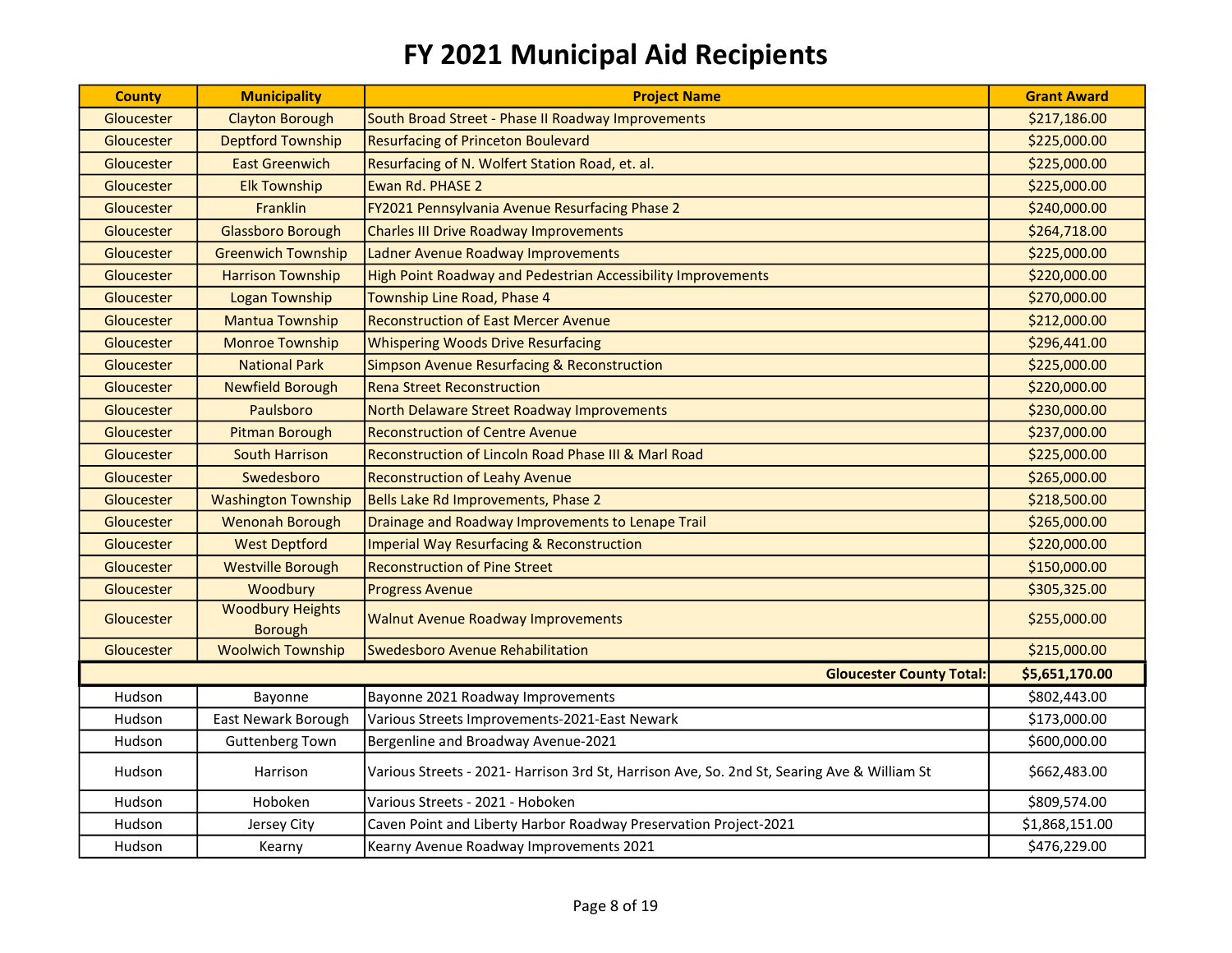# FY 2021 Municipal Aid Recipients

| County | Municipality | Project Name | Grant Award |
| --- | --- | --- | --- |
| Gloucester | Clayton Borough | South Broad Street - Phase II Roadway Improvements | $217,186.00 |
| Gloucester | Deptford Township | Resurfacing of Princeton Boulevard | $225,000.00 |
| Gloucester | East Greenwich | Resurfacing of N. Wolfert Station Road, et. al. | $225,000.00 |
| Gloucester | Elk Township | Ewan Rd. PHASE 2 | $225,000.00 |
| Gloucester | Franklin | FY2021 Pennsylvania Avenue Resurfacing Phase 2 | $240,000.00 |
| Gloucester | Glassboro Borough | Charles III Drive Roadway Improvements | $264,718.00 |
| Gloucester | Greenwich Township | Ladner Avenue Roadway Improvements | $225,000.00 |
| Gloucester | Harrison Township | High Point Roadway and Pedestrian Accessibility Improvements | $220,000.00 |
| Gloucester | Logan Township | Township Line Road, Phase 4 | $270,000.00 |
| Gloucester | Mantua Township | Reconstruction of East Mercer Avenue | $212,000.00 |
| Gloucester | Monroe Township | Whispering Woods Drive Resurfacing | $296,441.00 |
| Gloucester | National Park | Simpson Avenue Resurfacing & Reconstruction | $225,000.00 |
| Gloucester | Newfield Borough | Rena Street Reconstruction | $220,000.00 |
| Gloucester | Paulsboro | North Delaware Street Roadway Improvements | $230,000.00 |
| Gloucester | Pitman Borough | Reconstruction of Centre Avenue | $237,000.00 |
| Gloucester | South Harrison | Reconstruction of Lincoln Road Phase III & Marl Road | $225,000.00 |
| Gloucester | Swedesboro | Reconstruction of Leahy Avenue | $265,000.00 |
| Gloucester | Washington Township | Bells Lake Rd Improvements, Phase 2 | $218,500.00 |
| Gloucester | Wenonah Borough | Drainage and Roadway Improvements to Lenape Trail | $265,000.00 |
| Gloucester | West Deptford | Imperial Way Resurfacing & Reconstruction | $220,000.00 |
| Gloucester | Westville Borough | Reconstruction of Pine Street | $150,000.00 |
| Gloucester | Woodbury | Progress Avenue | $305,325.00 |
| Gloucester | Woodbury Heights Borough | Walnut Avenue Roadway Improvements | $255,000.00 |
| Gloucester | Woolwich Township | Swedesboro Avenue Rehabilitation | $215,000.00 |
| | | **Gloucester County Total:** | **$5,651,170.00** |
| Hudson | Bayonne | Bayonne 2021 Roadway Improvements | $802,443.00 |
| Hudson | East Newark Borough | Various Streets Improvements-2021-East Newark | $173,000.00 |
| Hudson | Guttenberg Town | Bergenline and Broadway Avenue-2021 | $600,000.00 |
| Hudson | Harrison | Various Streets - 2021- Harrison 3rd St, Harrison Ave, So. 2nd St, Searing Ave & William St | $662,483.00 |
| Hudson | Hoboken | Various Streets - 2021 - Hoboken | $809,574.00 |
| Hudson | Jersey City | Caven Point and Liberty Harbor Roadway Preservation Project-2021 | $1,868,151.00 |
| Hudson | Kearny | Kearny Avenue Roadway Improvements 2021 | $476,229.00 |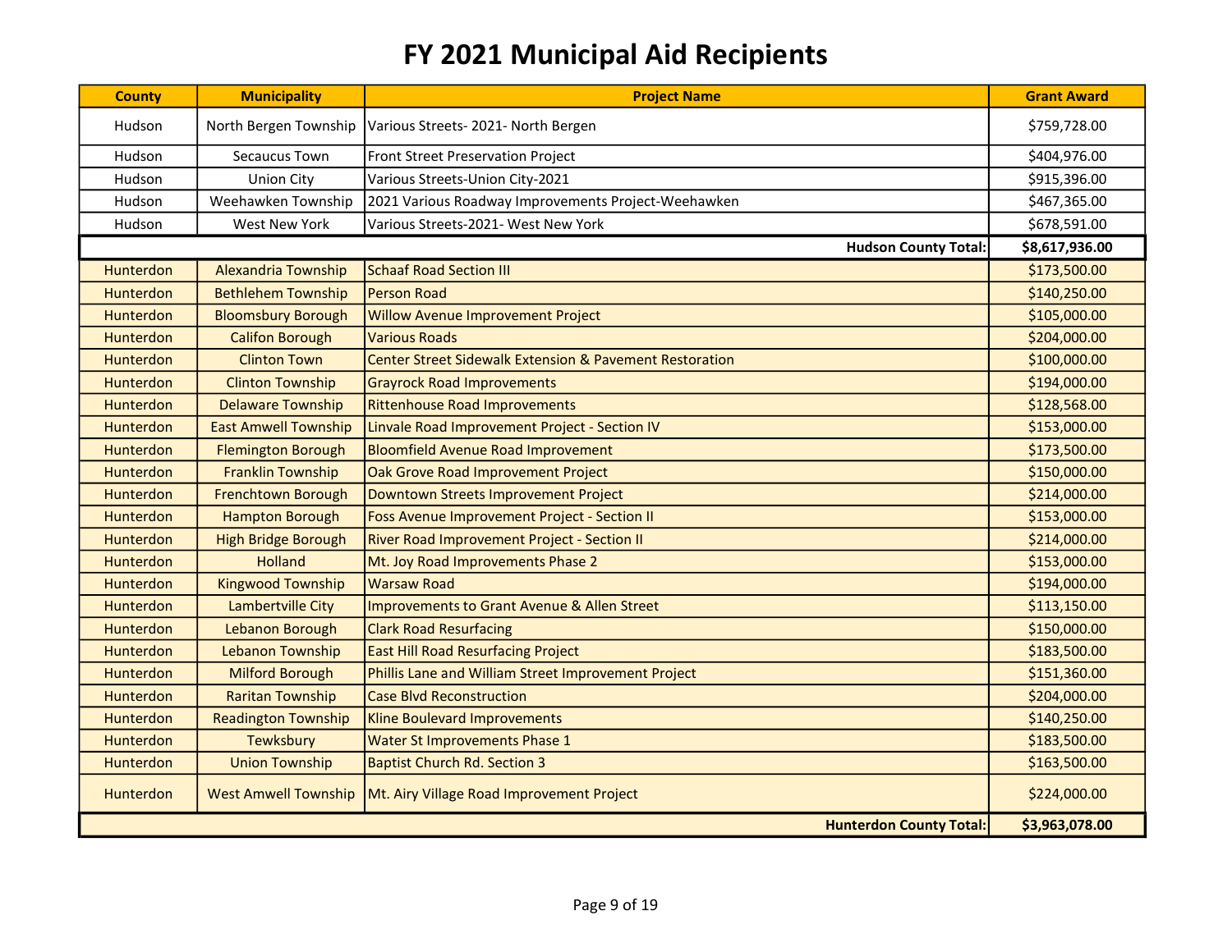# FY 2021 Municipal Aid Recipients

| County | Municipality | Project Name | Grant Award |
|---|---|---|---|
| Hudson | North Bergen Township | Various Streets- 2021- North Bergen | $759,728.00 |
| Hudson | Secaucus Town | Front Street Preservation Project | $404,976.00 |
| Hudson | Union City | Various Streets-Union City-2021 | $915,396.00 |
| Hudson | Weehawken Township | 2021 Various Roadway Improvements Project-Weehawken | $467,365.00 |
| Hudson | West New York | Various Streets-2021- West New York | $678,591.00 |
| | | **Hudson County Total:** | **$8,617,936.00** |
| Hunterdon | Alexandria Township | Schaaf Road Section III | $173,500.00 |
| Hunterdon | Bethlehem Township | Person Road | $140,250.00 |
| Hunterdon | Bloomsbury Borough | Willow Avenue Improvement Project | $105,000.00 |
| Hunterdon | Califon Borough | Various Roads | $204,000.00 |
| Hunterdon | Clinton Town | Center Street Sidewalk Extension & Pavement Restoration | $100,000.00 |
| Hunterdon | Clinton Township | Grayrock Road Improvements | $194,000.00 |
| Hunterdon | Delaware Township | Rittenhouse Road Improvements | $128,568.00 |
| Hunterdon | East Amwell Township | Linvale Road Improvement Project - Section IV | $153,000.00 |
| Hunterdon | Flemington Borough | Bloomfield Avenue Road Improvement | $173,500.00 |
| Hunterdon | Franklin Township | Oak Grove Road Improvement Project | $150,000.00 |
| Hunterdon | Frenchtown Borough | Downtown Streets Improvement Project | $214,000.00 |
| Hunterdon | Hampton Borough | Foss Avenue Improvement Project - Section II | $153,000.00 |
| Hunterdon | High Bridge Borough | River Road Improvement Project - Section II | $214,000.00 |
| Hunterdon | Holland | Mt. Joy Road Improvements Phase 2 | $153,000.00 |
| Hunterdon | Kingwood Township | Warsaw Road | $194,000.00 |
| Hunterdon | Lambertville City | Improvements to Grant Avenue & Allen Street | $113,150.00 |
| Hunterdon | Lebanon Borough | Clark Road Resurfacing | $150,000.00 |
| Hunterdon | Lebanon Township | East Hill Road Resurfacing Project | $183,500.00 |
| Hunterdon | Milford Borough | Phillis Lane and William Street Improvement Project | $151,360.00 |
| Hunterdon | Raritan Township | Case Blvd Reconstruction | $204,000.00 |
| Hunterdon | Readington Township | Kline Boulevard Improvements | $140,250.00 |
| Hunterdon | Tewksbury | Water St Improvements Phase 1 | $183,500.00 |
| Hunterdon | Union Township | Baptist Church Rd. Section 3 | $163,500.00 |
| Hunterdon | West Amwell Township | Mt. Airy Village Road Improvement Project | $224,000.00 |
| | | **Hunterdon County Total:** | **$3,963,078.00** |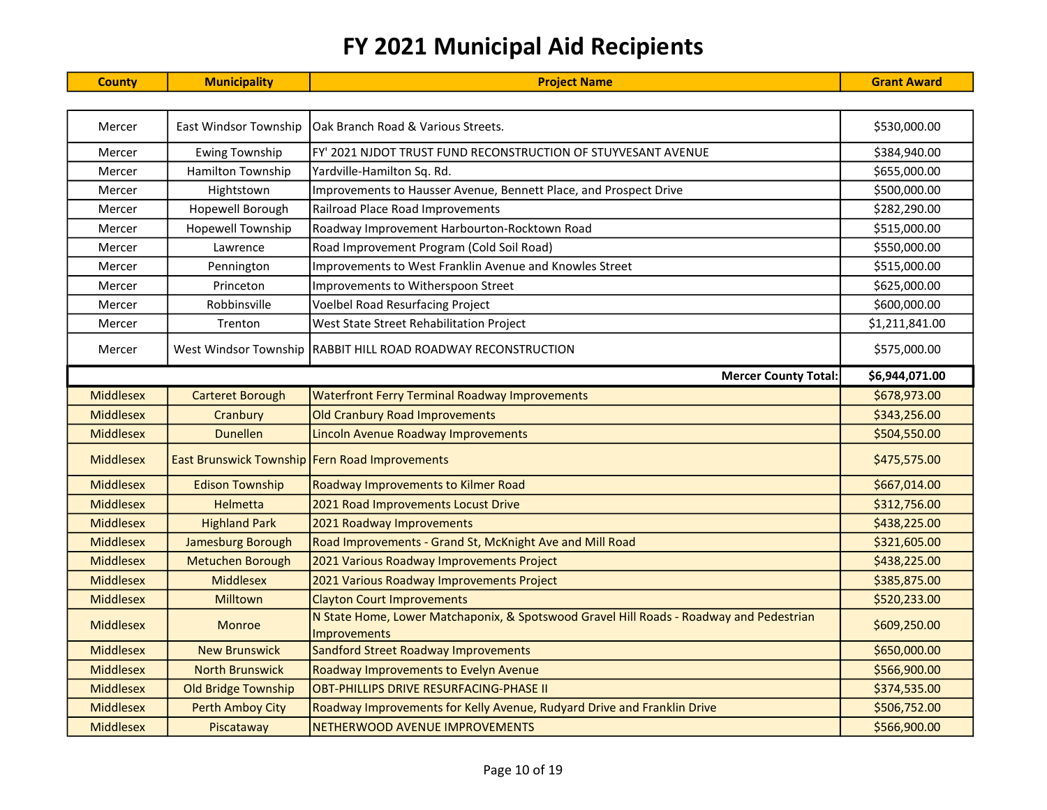# FY 2021 Municipal Aid Recipients

| County | Municipality | Project Name | Grant Award |
|---|---|---|---|
| Mercer | East Windsor Township | Oak Branch Road & Various Streets. | $530,000.00 |
| Mercer | Ewing Township | FY' 2021 NJDOT TRUST FUND RECONSTRUCTION OF STUYVESANT AVENUE | $384,940.00 |
| Mercer | Hamilton Township | Yardville-Hamilton Sq. Rd. | $655,000.00 |
| Mercer | Hightstown | Improvements to Hausser Avenue, Bennett Place, and Prospect Drive | $500,000.00 |
| Mercer | Hopewell Borough | Railroad Place Road Improvements | $282,290.00 |
| Mercer | Hopewell Township | Roadway Improvement Harbourton-Rocktown Road | $515,000.00 |
| Mercer | Lawrence | Road Improvement Program (Cold Soil Road) | $550,000.00 |
| Mercer | Pennington | Improvements to West Franklin Avenue and Knowles Street | $515,000.00 |
| Mercer | Princeton | Improvements to Witherspoon Street | $625,000.00 |
| Mercer | Robbinsville | Voelbel Road Resurfacing Project | $600,000.00 |
| Mercer | Trenton | West State Street Rehabilitation Project | $1,211,841.00 |
| Mercer | West Windsor Township | RABBIT HILL ROAD ROADWAY RECONSTRUCTION | $575,000.00 |
| | | **Mercer County Total:** | **$6,944,071.00** |
| Middlesex | Carteret Borough | Waterfront Ferry Terminal Roadway Improvements | $678,973.00 |
| Middlesex | Cranbury | Old Cranbury Road Improvements | $343,256.00 |
| Middlesex | Dunellen | Lincoln Avenue Roadway Improvements | $504,550.00 |
| Middlesex | East Brunswick Township | Fern Road Improvements | $475,575.00 |
| Middlesex | Edison Township | Roadway Improvements to Kilmer Road | $667,014.00 |
| Middlesex | Helmetta | 2021 Road Improvements Locust Drive | $312,756.00 |
| Middlesex | Highland Park | 2021 Roadway Improvements | $438,225.00 |
| Middlesex | Jamesburg Borough | Road Improvements - Grand St, McKnight Ave and Mill Road | $321,605.00 |
| Middlesex | Metuchen Borough | 2021 Various Roadway Improvements Project | $438,225.00 |
| Middlesex | Middlesex | 2021 Various Roadway Improvements Project | $385,875.00 |
| Middlesex | Milltown | Clayton Court Improvements | $520,233.00 |
| Middlesex | Monroe | N State Home, Lower Matchaponix, & Spotswood Gravel Hill Roads - Roadway and Pedestrian Improvements | $609,250.00 |
| Middlesex | New Brunswick | Sandford Street Roadway Improvements | $650,000.00 |
| Middlesex | North Brunswick | Roadway Improvements to Evelyn Avenue | $566,900.00 |
| Middlesex | Old Bridge Township | OBT-PHILLIPS DRIVE RESURFACING-PHASE II | $374,535.00 |
| Middlesex | Perth Amboy City | Roadway Improvements for Kelly Avenue, Rudyard Drive and Franklin Drive | $506,752.00 |
| Middlesex | Piscataway | NETHERWOOD AVENUE IMPROVEMENTS | $566,900.00 |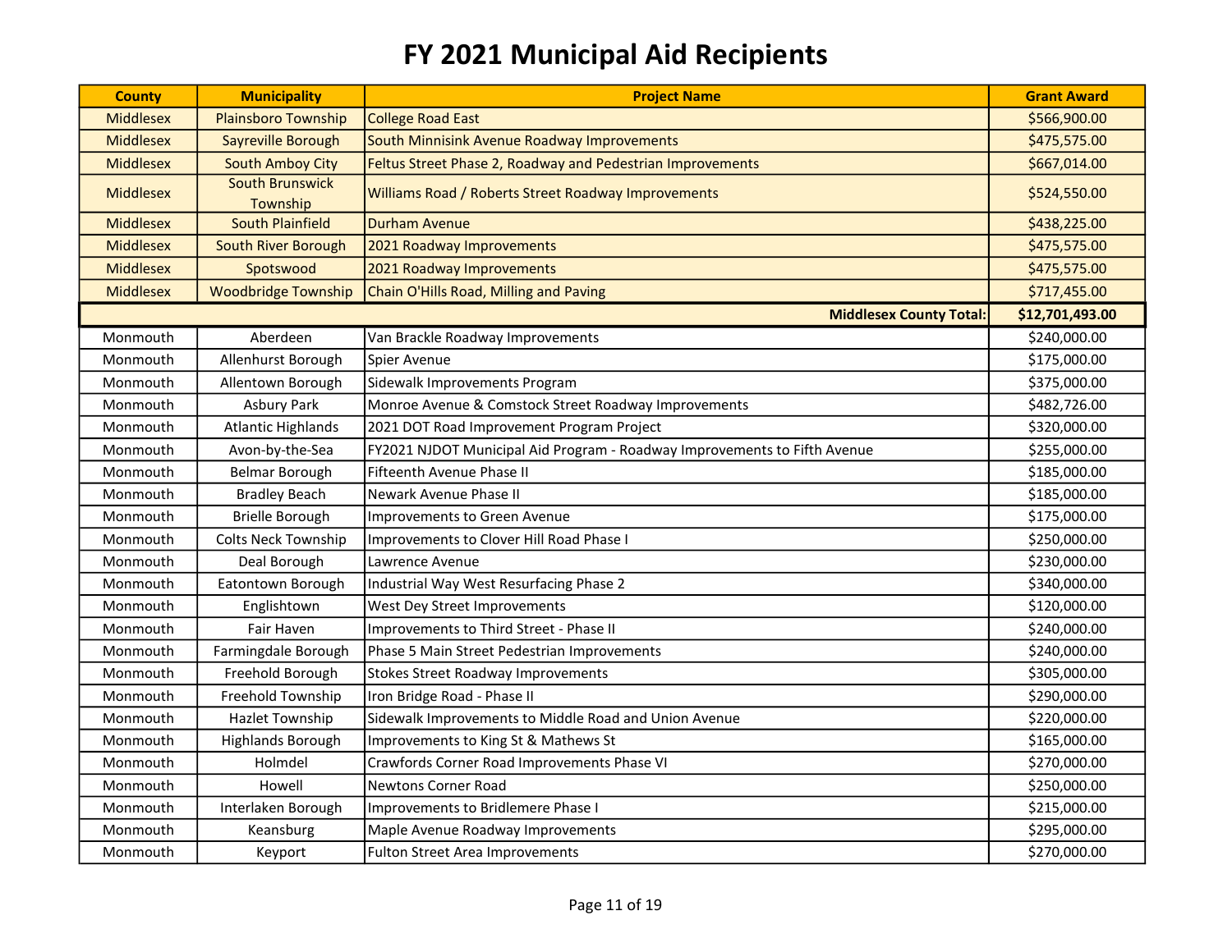# FY 2021 Municipal Aid Recipients

| County | Municipality | Project Name | Grant Award |
|---|---|---|---|
| Middlesex | Plainsboro Township | College Road East | $566,900.00 |
| Middlesex | Sayreville Borough | South Minnisink Avenue Roadway Improvements | $475,575.00 |
| Middlesex | South Amboy City | Feltus Street Phase 2, Roadway and Pedestrian Improvements | $667,014.00 |
| Middlesex | South Brunswick Township | Williams Road / Roberts Street Roadway Improvements | $524,550.00 |
| Middlesex | South Plainfield | Durham Avenue | $438,225.00 |
| Middlesex | South River Borough | 2021 Roadway Improvements | $475,575.00 |
| Middlesex | Spotswood | 2021 Roadway Improvements | $475,575.00 |
| Middlesex | Woodbridge Township | Chain O'Hills Road, Milling and Paving | $717,455.00 |
| | | **Middlesex County Total:** | **$12,701,493.00** |
| Monmouth | Aberdeen | Van Brackle Roadway Improvements | $240,000.00 |
| Monmouth | Allenhurst Borough | Spier Avenue | $175,000.00 |
| Monmouth | Allentown Borough | Sidewalk Improvements Program | $375,000.00 |
| Monmouth | Asbury Park | Monroe Avenue & Comstock Street Roadway Improvements | $482,726.00 |
| Monmouth | Atlantic Highlands | 2021 DOT Road Improvement Program Project | $320,000.00 |
| Monmouth | Avon-by-the-Sea | FY2021 NJDOT Municipal Aid Program - Roadway Improvements to Fifth Avenue | $255,000.00 |
| Monmouth | Belmar Borough | Fifteenth Avenue Phase II | $185,000.00 |
| Monmouth | Bradley Beach | Newark Avenue Phase II | $185,000.00 |
| Monmouth | Brielle Borough | Improvements to Green Avenue | $175,000.00 |
| Monmouth | Colts Neck Township | Improvements to Clover Hill Road Phase I | $250,000.00 |
| Monmouth | Deal Borough | Lawrence Avenue | $230,000.00 |
| Monmouth | Eatontown Borough | Industrial Way West Resurfacing Phase 2 | $340,000.00 |
| Monmouth | Englishtown | West Dey Street Improvements | $120,000.00 |
| Monmouth | Fair Haven | Improvements to Third Street - Phase II | $240,000.00 |
| Monmouth | Farmingdale Borough | Phase 5 Main Street Pedestrian Improvements | $240,000.00 |
| Monmouth | Freehold Borough | Stokes Street Roadway Improvements | $305,000.00 |
| Monmouth | Freehold Township | Iron Bridge Road - Phase II | $290,000.00 |
| Monmouth | Hazlet Township | Sidewalk Improvements to Middle Road and Union Avenue | $220,000.00 |
| Monmouth | Highlands Borough | Improvements to King St & Mathews St | $165,000.00 |
| Monmouth | Holmdel | Crawfords Corner Road Improvements Phase VI | $270,000.00 |
| Monmouth | Howell | Newtons Corner Road | $250,000.00 |
| Monmouth | Interlaken Borough | Improvements to Bridlemere Phase I | $215,000.00 |
| Monmouth | Keansburg | Maple Avenue Roadway Improvements | $295,000.00 |
| Monmouth | Keyport | Fulton Street Area Improvements | $270,000.00 |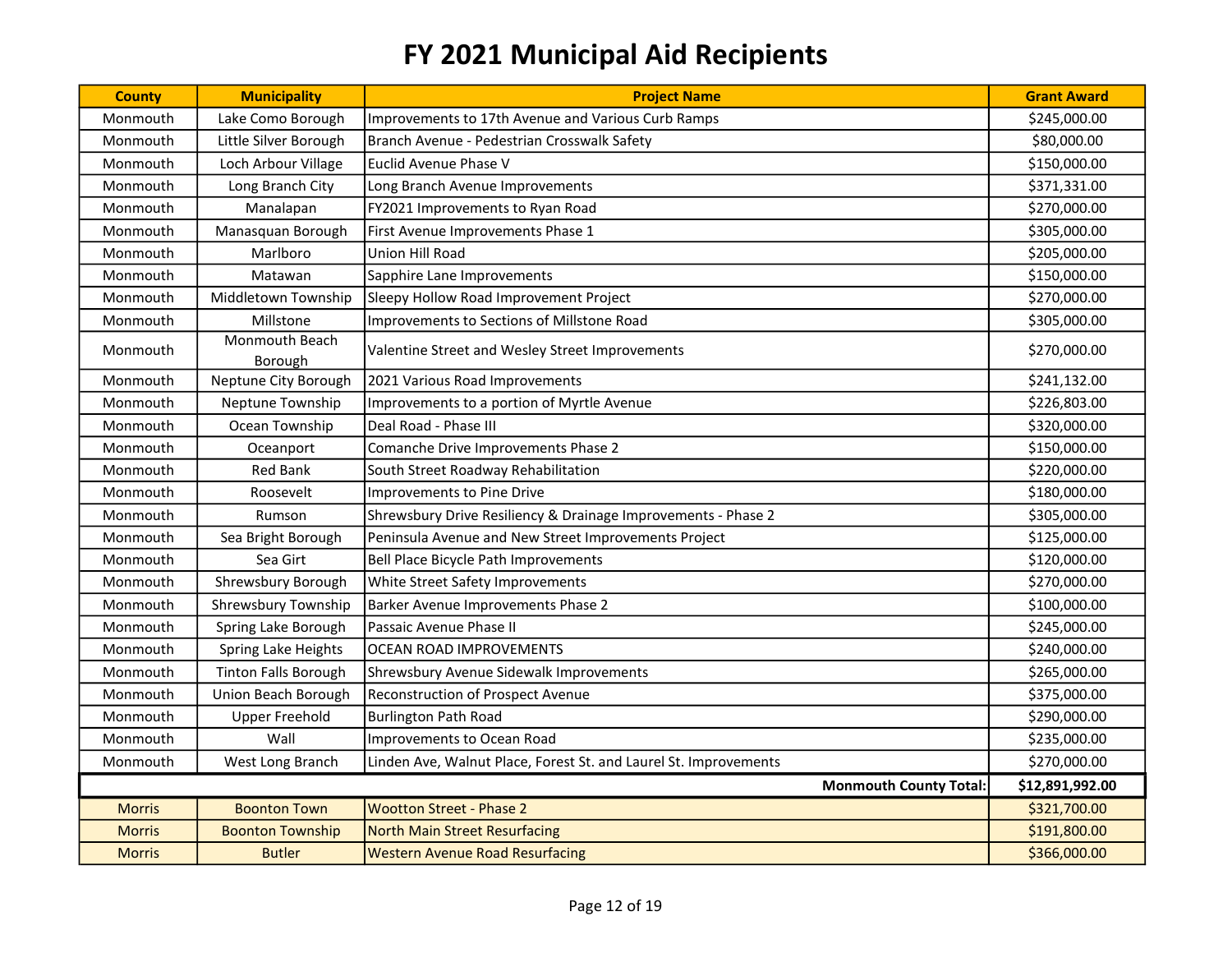# FY 2021 Municipal Aid Recipients

| County | Municipality | Project Name | Grant Award |
|---|---|---|---|
| Monmouth | Lake Como Borough | Improvements to 17th Avenue and Various Curb Ramps | $245,000.00 |
| Monmouth | Little Silver Borough | Branch Avenue - Pedestrian Crosswalk Safety | $80,000.00 |
| Monmouth | Loch Arbour Village | Euclid Avenue Phase V | $150,000.00 |
| Monmouth | Long Branch City | Long Branch Avenue Improvements | $371,331.00 |
| Monmouth | Manalapan | FY2021 Improvements to Ryan Road | $270,000.00 |
| Monmouth | Manasquan Borough | First Avenue Improvements Phase 1 | $305,000.00 |
| Monmouth | Marlboro | Union Hill Road | $205,000.00 |
| Monmouth | Matawan | Sapphire Lane Improvements | $150,000.00 |
| Monmouth | Middletown Township | Sleepy Hollow Road Improvement Project | $270,000.00 |
| Monmouth | Millstone | Improvements to Sections of Millstone Road | $305,000.00 |
| Monmouth | Monmouth Beach Borough | Valentine Street and Wesley Street Improvements | $270,000.00 |
| Monmouth | Neptune City Borough | 2021 Various Road Improvements | $241,132.00 |
| Monmouth | Neptune Township | Improvements to a portion of Myrtle Avenue | $226,803.00 |
| Monmouth | Ocean Township | Deal Road - Phase III | $320,000.00 |
| Monmouth | Oceanport | Comanche Drive Improvements Phase 2 | $150,000.00 |
| Monmouth | Red Bank | South Street Roadway Rehabilitation | $220,000.00 |
| Monmouth | Roosevelt | Improvements to Pine Drive | $180,000.00 |
| Monmouth | Rumson | Shrewsbury Drive Resiliency & Drainage Improvements - Phase 2 | $305,000.00 |
| Monmouth | Sea Bright Borough | Peninsula Avenue and New Street Improvements Project | $125,000.00 |
| Monmouth | Sea Girt | Bell Place Bicycle Path Improvements | $120,000.00 |
| Monmouth | Shrewsbury Borough | White Street Safety Improvements | $270,000.00 |
| Monmouth | Shrewsbury Township | Barker Avenue Improvements Phase 2 | $100,000.00 |
| Monmouth | Spring Lake Borough | Passaic Avenue Phase II | $245,000.00 |
| Monmouth | Spring Lake Heights | OCEAN ROAD IMPROVEMENTS | $240,000.00 |
| Monmouth | Tinton Falls Borough | Shrewsbury Avenue Sidewalk Improvements | $265,000.00 |
| Monmouth | Union Beach Borough | Reconstruction of Prospect Avenue | $375,000.00 |
| Monmouth | Upper Freehold | Burlington Path Road | $290,000.00 |
| Monmouth | Wall | Improvements to Ocean Road | $235,000.00 |
| Monmouth | West Long Branch | Linden Ave, Walnut Place, Forest St. and Laurel St. Improvements | $270,000.00 |
| | | **Monmouth County Total:** | **$12,891,992.00** |
| Morris | Boonton Town | Wootton Street - Phase 2 | $321,700.00 |
| Morris | Boonton Township | North Main Street Resurfacing | $191,800.00 |
| Morris | Butler | Western Avenue Road Resurfacing | $366,000.00 |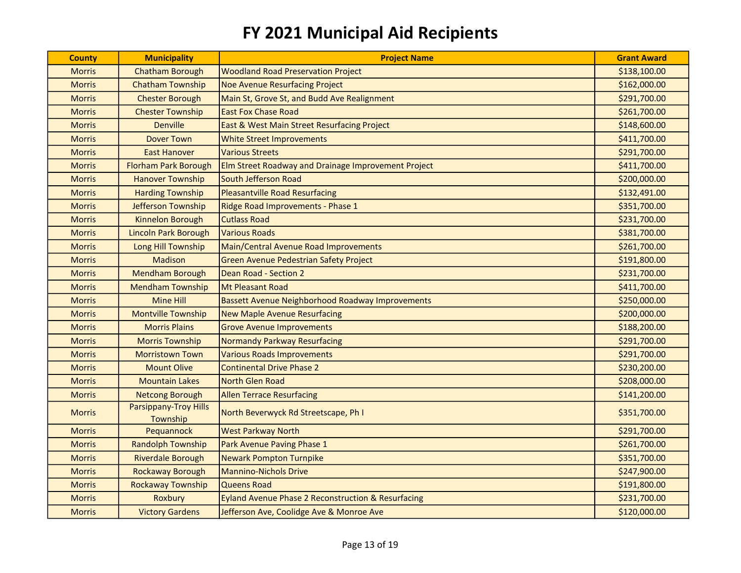# FY 2021 Municipal Aid Recipients

| County | Municipality | Project Name | Grant Award |
|---|---|---|---|
| Morris | Chatham Borough | Woodland Road Preservation Project | $138,100.00 |
| Morris | Chatham Township | Noe Avenue Resurfacing Project | $162,000.00 |
| Morris | Chester Borough | Main St, Grove St, and Budd Ave Realignment | $291,700.00 |
| Morris | Chester Township | East Fox Chase Road | $261,700.00 |
| Morris | Denville | East & West Main Street Resurfacing Project | $148,600.00 |
| Morris | Dover Town | White Street Improvements | $411,700.00 |
| Morris | East Hanover | Various Streets | $291,700.00 |
| Morris | Florham Park Borough | Elm Street Roadway and Drainage Improvement Project | $411,700.00 |
| Morris | Hanover Township | South Jefferson Road | $200,000.00 |
| Morris | Harding Township | Pleasantville Road Resurfacing | $132,491.00 |
| Morris | Jefferson Township | Ridge Road Improvements - Phase 1 | $351,700.00 |
| Morris | Kinnelon Borough | Cutlass Road | $231,700.00 |
| Morris | Lincoln Park Borough | Various Roads | $381,700.00 |
| Morris | Long Hill Township | Main/Central Avenue Road Improvements | $261,700.00 |
| Morris | Madison | Green Avenue Pedestrian Safety Project | $191,800.00 |
| Morris | Mendham Borough | Dean Road - Section 2 | $231,700.00 |
| Morris | Mendham Township | Mt Pleasant Road | $411,700.00 |
| Morris | Mine Hill | Bassett Avenue Neighborhood Roadway Improvements | $250,000.00 |
| Morris | Montville Township | New Maple Avenue Resurfacing | $200,000.00 |
| Morris | Morris Plains | Grove Avenue Improvements | $188,200.00 |
| Morris | Morris Township | Normandy Parkway Resurfacing | $291,700.00 |
| Morris | Morristown Town | Various Roads Improvements | $291,700.00 |
| Morris | Mount Olive | Continental Drive Phase 2 | $230,200.00 |
| Morris | Mountain Lakes | North Glen Road | $208,000.00 |
| Morris | Netcong Borough | Allen Terrace Resurfacing | $141,200.00 |
| Morris | Parsippany-Troy Hills Township | North Beverwyck Rd Streetscape, Ph I | $351,700.00 |
| Morris | Pequannock | West Parkway North | $291,700.00 |
| Morris | Randolph Township | Park Avenue Paving Phase 1 | $261,700.00 |
| Morris | Riverdale Borough | Newark Pompton Turnpike | $351,700.00 |
| Morris | Rockaway Borough | Mannino-Nichols Drive | $247,900.00 |
| Morris | Rockaway Township | Queens Road | $191,800.00 |
| Morris | Roxbury | Eyland Avenue Phase 2 Reconstruction & Resurfacing | $231,700.00 |
| Morris | Victory Gardens | Jefferson Ave, Coolidge Ave & Monroe Ave | $120,000.00 |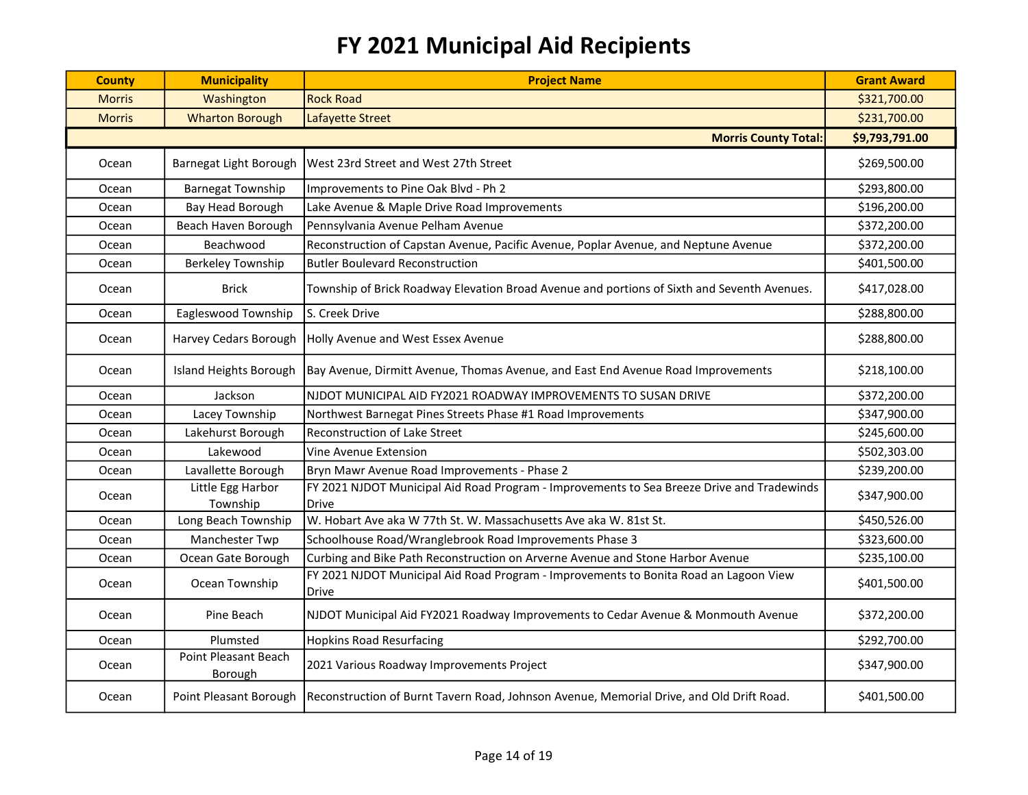# FY 2021 Municipal Aid Recipients

| County | Municipality | Project Name | Grant Award |
|---|---|---|---|
| Morris | Washington | Rock Road | $321,700.00 |
| Morris | Wharton Borough | Lafayette Street | $231,700.00 |
| | | **Morris County Total:** | **$9,793,791.00** |
| Ocean | Barnegat Light Borough | West 23rd Street and West 27th Street | $269,500.00 |
| Ocean | Barnegat Township | Improvements to Pine Oak Blvd - Ph 2 | $293,800.00 |
| Ocean | Bay Head Borough | Lake Avenue & Maple Drive Road Improvements | $196,200.00 |
| Ocean | Beach Haven Borough | Pennsylvania Avenue Pelham Avenue | $372,200.00 |
| Ocean | Beachwood | Reconstruction of Capstan Avenue, Pacific Avenue, Poplar Avenue, and Neptune Avenue | $372,200.00 |
| Ocean | Berkeley Township | Butler Boulevard Reconstruction | $401,500.00 |
| Ocean | Brick | Township of Brick Roadway Elevation Broad Avenue and portions of Sixth and Seventh Avenues. | $417,028.00 |
| Ocean | Eagleswood Township | S. Creek Drive | $288,800.00 |
| Ocean | Harvey Cedars Borough | Holly Avenue and West Essex Avenue | $288,800.00 |
| Ocean | Island Heights Borough | Bay Avenue, Dirmitt Avenue, Thomas Avenue, and East End Avenue Road Improvements | $218,100.00 |
| Ocean | Jackson | NJDOT MUNICIPAL AID FY2021 ROADWAY IMPROVEMENTS TO SUSAN DRIVE | $372,200.00 |
| Ocean | Lacey Township | Northwest Barnegat Pines Streets Phase #1 Road Improvements | $347,900.00 |
| Ocean | Lakehurst Borough | Reconstruction of Lake Street | $245,600.00 |
| Ocean | Lakewood | Vine Avenue Extension | $502,303.00 |
| Ocean | Lavallette Borough | Bryn Mawr Avenue Road Improvements - Phase 2 | $239,200.00 |
| Ocean | Little Egg Harbor Township | FY 2021 NJDOT Municipal Aid Road Program - Improvements to Sea Breeze Drive and Tradewinds Drive | $347,900.00 |
| Ocean | Long Beach Township | W. Hobart Ave aka W 77th St. W. Massachusetts Ave aka W. 81st St. | $450,526.00 |
| Ocean | Manchester Twp | Schoolhouse Road/Wranglebrook Road Improvements Phase 3 | $323,600.00 |
| Ocean | Ocean Gate Borough | Curbing and Bike Path Reconstruction on Arverne Avenue and Stone Harbor Avenue | $235,100.00 |
| Ocean | Ocean Township | FY 2021 NJDOT Municipal Aid Road Program - Improvements to Bonita Road an Lagoon View Drive | $401,500.00 |
| Ocean | Pine Beach | NJDOT Municipal Aid FY2021 Roadway Improvements to Cedar Avenue & Monmouth Avenue | $372,200.00 |
| Ocean | Plumsted | Hopkins Road Resurfacing | $292,700.00 |
| Ocean | Point Pleasant Beach Borough | 2021 Various Roadway Improvements Project | $347,900.00 |
| Ocean | Point Pleasant Borough | Reconstruction of Burnt Tavern Road, Johnson Avenue, Memorial Drive, and Old Drift Road. | $401,500.00 |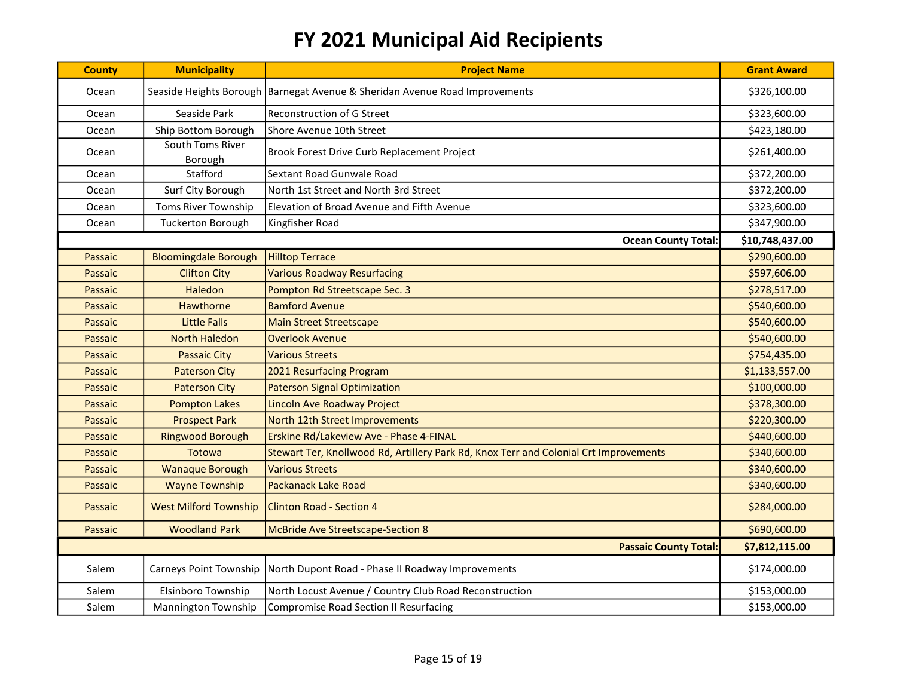# FY 2021 Municipal Aid Recipients

| County | Municipality | Project Name | Grant Award |
|---|---|---|---|
| Ocean | Seaside Heights Borough | Barnegat Avenue & Sheridan Avenue Road Improvements | $326,100.00 |
| Ocean | Seaside Park | Reconstruction of G Street | $323,600.00 |
| Ocean | Ship Bottom Borough | Shore Avenue 10th Street | $423,180.00 |
| Ocean | South Toms River Borough | Brook Forest Drive Curb Replacement Project | $261,400.00 |
| Ocean | Stafford | Sextant Road Gunwale Road | $372,200.00 |
| Ocean | Surf City Borough | North 1st Street and North 3rd Street | $372,200.00 |
| Ocean | Toms River Township | Elevation of Broad Avenue and Fifth Avenue | $323,600.00 |
| Ocean | Tuckerton Borough | Kingfisher Road | $347,900.00 |
| | | **Ocean County Total:** | **$10,748,437.00** |
| Passaic | Bloomingdale Borough | Hilltop Terrace | $290,600.00 |
| Passaic | Clifton City | Various Roadway Resurfacing | $597,606.00 |
| Passaic | Haledon | Pompton Rd Streetscape Sec. 3 | $278,517.00 |
| Passaic | Hawthorne | Bamford Avenue | $540,600.00 |
| Passaic | Little Falls | Main Street Streetscape | $540,600.00 |
| Passaic | North Haledon | Overlook Avenue | $540,600.00 |
| Passaic | Passaic City | Various Streets | $754,435.00 |
| Passaic | Paterson City | 2021 Resurfacing Program | $1,133,557.00 |
| Passaic | Paterson City | Paterson Signal Optimization | $100,000.00 |
| Passaic | Pompton Lakes | Lincoln Ave Roadway Project | $378,300.00 |
| Passaic | Prospect Park | North 12th Street Improvements | $220,300.00 |
| Passaic | Ringwood Borough | Erskine Rd/Lakeview Ave - Phase 4-FINAL | $440,600.00 |
| Passaic | Totowa | Stewart Ter, Knollwood Rd, Artillery Park Rd, Knox Terr and Colonial Crt Improvements | $340,600.00 |
| Passaic | Wanaque Borough | Various Streets | $340,600.00 |
| Passaic | Wayne Township | Packanack Lake Road | $340,600.00 |
| Passaic | West Milford Township | Clinton Road - Section 4 | $284,000.00 |
| Passaic | Woodland Park | McBride Ave Streetscape-Section 8 | $690,600.00 |
| | | **Passaic County Total:** | **$7,812,115.00** |
| Salem | Carneys Point Township | North Dupont Road - Phase II Roadway Improvements | $174,000.00 |
| Salem | Elsinboro Township | North Locust Avenue / Country Club Road Reconstruction | $153,000.00 |
| Salem | Mannington Township | Compromise Road Section II Resurfacing | $153,000.00 |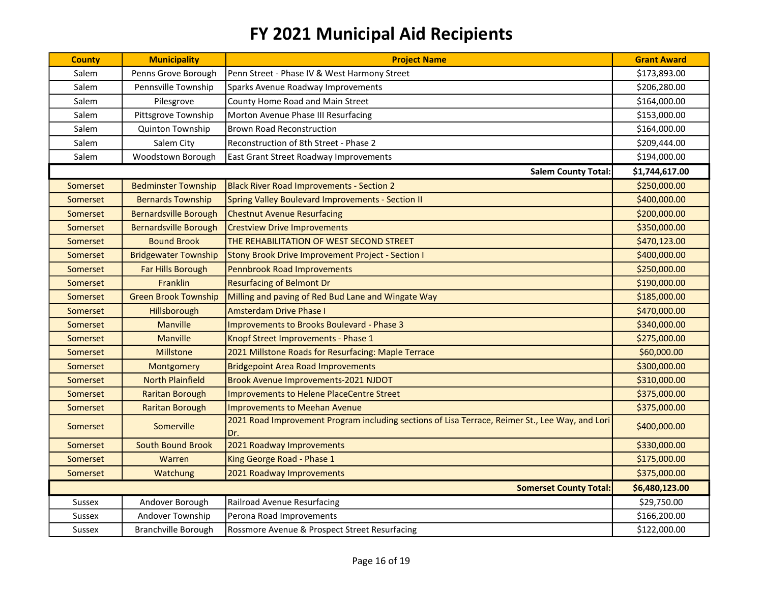# FY 2021 Municipal Aid Recipients

| County | Municipality | Project Name | Grant Award |
|---|---|---|---|
| Salem | Penns Grove Borough | Penn Street - Phase IV & West Harmony Street | $173,893.00 |
| Salem | Pennsville Township | Sparks Avenue Roadway Improvements | $206,280.00 |
| Salem | Pilesgrove | County Home Road and Main Street | $164,000.00 |
| Salem | Pittsgrove Township | Morton Avenue Phase III Resurfacing | $153,000.00 |
| Salem | Quinton Township | Brown Road Reconstruction | $164,000.00 |
| Salem | Salem City | Reconstruction of 8th Street - Phase 2 | $209,444.00 |
| Salem | Woodstown Borough | East Grant Street Roadway Improvements | $194,000.00 |
| | | **Salem County Total:** | **$1,744,617.00** |
| Somerset | Bedminster Township | Black River Road Improvements - Section 2 | $250,000.00 |
| Somerset | Bernards Township | Spring Valley Boulevard Improvements - Section II | $400,000.00 |
| Somerset | Bernardsville Borough | Chestnut Avenue Resurfacing | $200,000.00 |
| Somerset | Bernardsville Borough | Crestview Drive Improvements | $350,000.00 |
| Somerset | Bound Brook | THE REHABILITATION OF WEST SECOND STREET | $470,123.00 |
| Somerset | Bridgewater Township | Stony Brook Drive Improvement Project - Section I | $400,000.00 |
| Somerset | Far Hills Borough | Pennbrook Road Improvements | $250,000.00 |
| Somerset | Franklin | Resurfacing of Belmont Dr | $190,000.00 |
| Somerset | Green Brook Township | Milling and paving of Red Bud Lane and Wingate Way | $185,000.00 |
| Somerset | Hillsborough | Amsterdam Drive Phase I | $470,000.00 |
| Somerset | Manville | Improvements to Brooks Boulevard - Phase 3 | $340,000.00 |
| Somerset | Manville | Knopf Street Improvements - Phase 1 | $275,000.00 |
| Somerset | Millstone | 2021 Millstone Roads for Resurfacing: Maple Terrace | $60,000.00 |
| Somerset | Montgomery | Bridgepoint Area Road Improvements | $300,000.00 |
| Somerset | North Plainfield | Brook Avenue Improvements-2021 NJDOT | $310,000.00 |
| Somerset | Raritan Borough | Improvements to Helene PlaceCentre Street | $375,000.00 |
| Somerset | Raritan Borough | Improvements to Meehan Avenue | $375,000.00 |
| Somerset | Somerville | 2021 Road Improvement Program including sections of Lisa Terrace, Reimer St., Lee Way, and Lori Dr. | $400,000.00 |
| Somerset | South Bound Brook | 2021 Roadway Improvements | $330,000.00 |
| Somerset | Warren | King George Road - Phase 1 | $175,000.00 |
| Somerset | Watchung | 2021 Roadway Improvements | $375,000.00 |
| | | **Somerset County Total:** | **$6,480,123.00** |
| Sussex | Andover Borough | Railroad Avenue Resurfacing | $29,750.00 |
| Sussex | Andover Township | Perona Road Improvements | $166,200.00 |
| Sussex | Branchville Borough | Rossmore Avenue & Prospect Street Resurfacing | $122,000.00 |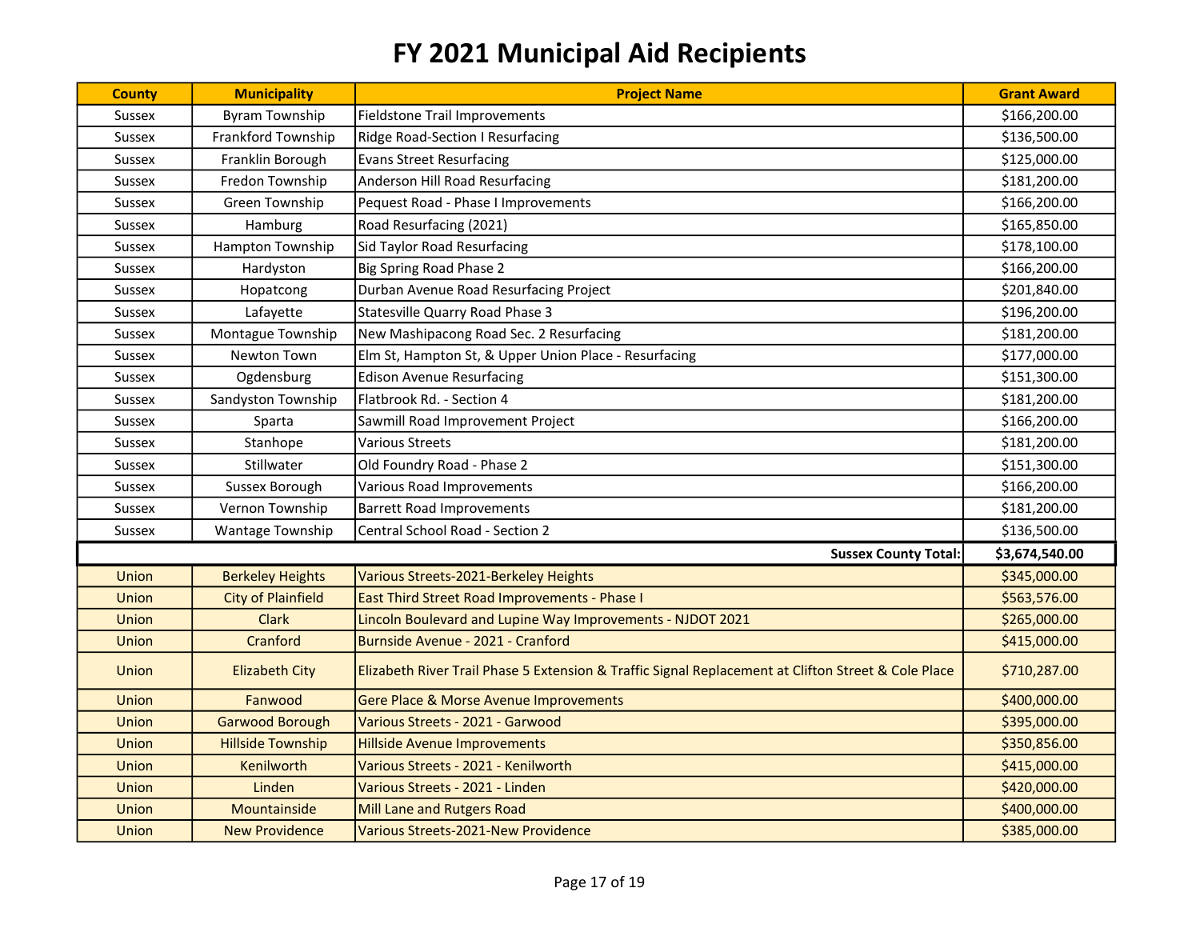# FY 2021 Municipal Aid Recipients

| County | Municipality | Project Name | Grant Award |
|---|---|---|---|
| Sussex | Byram Township | Fieldstone Trail Improvements | $166,200.00 |
| Sussex | Frankford Township | Ridge Road-Section I Resurfacing | $136,500.00 |
| Sussex | Franklin Borough | Evans Street Resurfacing | $125,000.00 |
| Sussex | Fredon Township | Anderson Hill Road Resurfacing | $181,200.00 |
| Sussex | Green Township | Pequest Road - Phase I Improvements | $166,200.00 |
| Sussex | Hamburg | Road Resurfacing (2021) | $165,850.00 |
| Sussex | Hampton Township | Sid Taylor Road Resurfacing | $178,100.00 |
| Sussex | Hardyston | Big Spring Road Phase 2 | $166,200.00 |
| Sussex | Hopatcong | Durban Avenue Road Resurfacing Project | $201,840.00 |
| Sussex | Lafayette | Statesville Quarry Road Phase 3 | $196,200.00 |
| Sussex | Montague Township | New Mashipacong Road Sec. 2 Resurfacing | $181,200.00 |
| Sussex | Newton Town | Elm St, Hampton St, & Upper Union Place - Resurfacing | $177,000.00 |
| Sussex | Ogdensburg | Edison Avenue Resurfacing | $151,300.00 |
| Sussex | Sandyston Township | Flatbrook Rd. - Section 4 | $181,200.00 |
| Sussex | Sparta | Sawmill Road Improvement Project | $166,200.00 |
| Sussex | Stanhope | Various Streets | $181,200.00 |
| Sussex | Stillwater | Old Foundry Road - Phase 2 | $151,300.00 |
| Sussex | Sussex Borough | Various Road Improvements | $166,200.00 |
| Sussex | Vernon Township | Barrett Road Improvements | $181,200.00 |
| Sussex | Wantage Township | Central School Road - Section 2 | $136,500.00 |
| | | **Sussex County Total:** | **$3,674,540.00** |
| Union | Berkeley Heights | Various Streets-2021-Berkeley Heights | $345,000.00 |
| Union | City of Plainfield | East Third Street Road Improvements - Phase I | $563,576.00 |
| Union | Clark | Lincoln Boulevard and Lupine Way Improvements - NJDOT 2021 | $265,000.00 |
| Union | Cranford | Burnside Avenue - 2021 - Cranford | $415,000.00 |
| Union | Elizabeth City | Elizabeth River Trail Phase 5 Extension & Traffic Signal Replacement at Clifton Street & Cole Place | $710,287.00 |
| Union | Fanwood | Gere Place & Morse Avenue Improvements | $400,000.00 |
| Union | Garwood Borough | Various Streets - 2021 - Garwood | $395,000.00 |
| Union | Hillside Township | Hillside Avenue Improvements | $350,856.00 |
| Union | Kenilworth | Various Streets - 2021 - Kenilworth | $415,000.00 |
| Union | Linden | Various Streets - 2021 - Linden | $420,000.00 |
| Union | Mountainside | Mill Lane and Rutgers Road | $400,000.00 |
| Union | New Providence | Various Streets-2021-New Providence | $385,000.00 |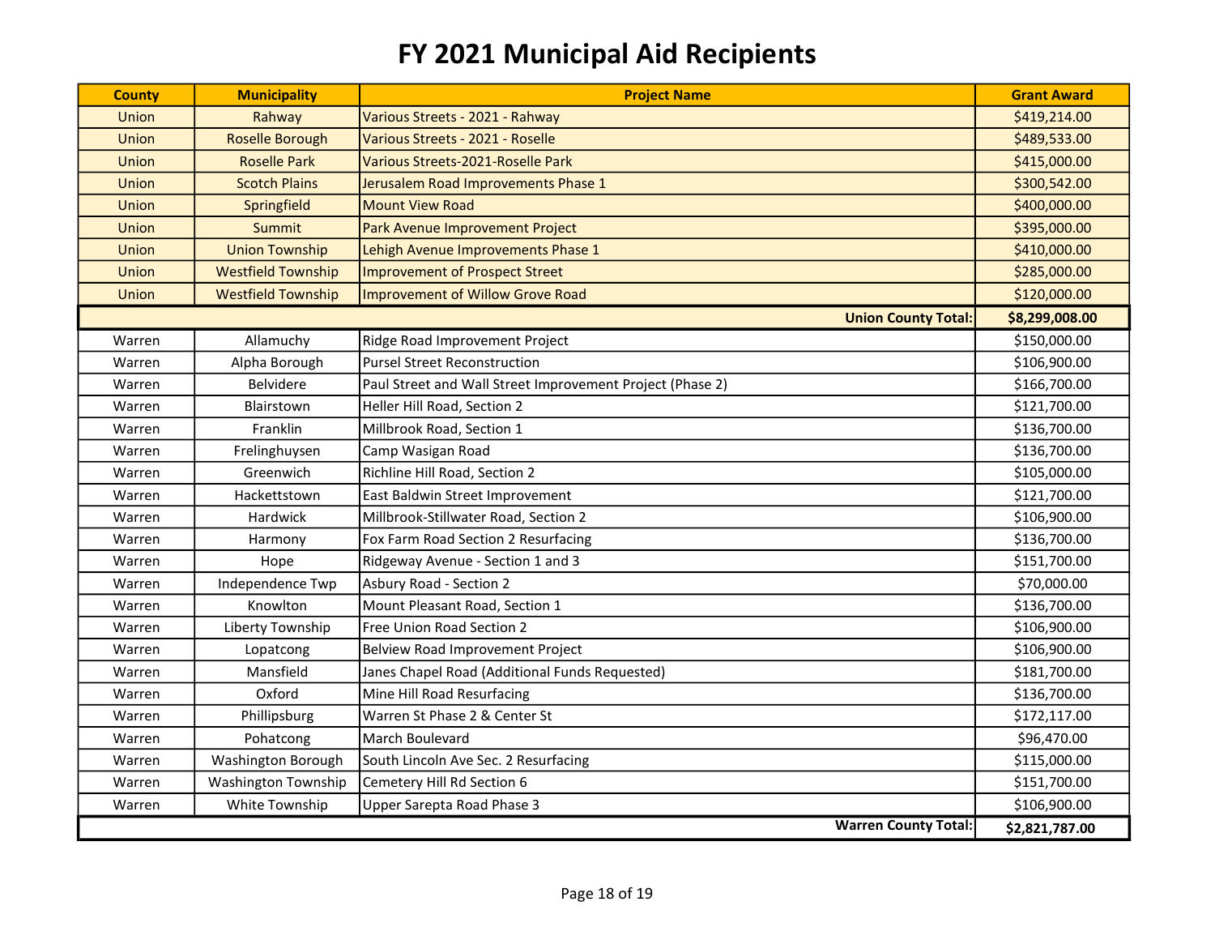# FY 2021 Municipal Aid Recipients

| County | Municipality | Project Name | Grant Award |
|---|---|---|---|
| Union | Rahway | Various Streets - 2021 - Rahway | $419,214.00 |
| Union | Roselle Borough | Various Streets - 2021 - Roselle | $489,533.00 |
| Union | Roselle Park | Various Streets-2021-Roselle Park | $415,000.00 |
| Union | Scotch Plains | Jerusalem Road Improvements Phase 1 | $300,542.00 |
| Union | Springfield | Mount View Road | $400,000.00 |
| Union | Summit | Park Avenue Improvement Project | $395,000.00 |
| Union | Union Township | Lehigh Avenue Improvements Phase 1 | $410,000.00 |
| Union | Westfield Township | Improvement of Prospect Street | $285,000.00 |
| Union | Westfield Township | Improvement of Willow Grove Road | $120,000.00 |
| | | **Union County Total:** | **$8,299,008.00** |
| Warren | Allamuchy | Ridge Road Improvement Project | $150,000.00 |
| Warren | Alpha Borough | Pursel Street Reconstruction | $106,900.00 |
| Warren | Belvidere | Paul Street and Wall Street Improvement Project (Phase 2) | $166,700.00 |
| Warren | Blairstown | Heller Hill Road, Section 2 | $121,700.00 |
| Warren | Franklin | Millbrook Road, Section 1 | $136,700.00 |
| Warren | Frelinghuysen | Camp Wasigan Road | $136,700.00 |
| Warren | Greenwich | Richline Hill Road, Section 2 | $105,000.00 |
| Warren | Hackettstown | East Baldwin Street Improvement | $121,700.00 |
| Warren | Hardwick | Millbrook-Stillwater Road, Section 2 | $106,900.00 |
| Warren | Harmony | Fox Farm Road Section 2 Resurfacing | $136,700.00 |
| Warren | Hope | Ridgeway Avenue - Section 1 and 3 | $151,700.00 |
| Warren | Independence Twp | Asbury Road - Section 2 | $70,000.00 |
| Warren | Knowlton | Mount Pleasant Road, Section 1 | $136,700.00 |
| Warren | Liberty Township | Free Union Road Section 2 | $106,900.00 |
| Warren | Lopatcong | Belview Road Improvement Project | $106,900.00 |
| Warren | Mansfield | Janes Chapel Road (Additional Funds Requested) | $181,700.00 |
| Warren | Oxford | Mine Hill Road Resurfacing | $136,700.00 |
| Warren | Phillipsburg | Warren St Phase 2 & Center St | $172,117.00 |
| Warren | Pohatcong | March Boulevard | $96,470.00 |
| Warren | Washington Borough | South Lincoln Ave Sec. 2 Resurfacing | $115,000.00 |
| Warren | Washington Township | Cemetery Hill Rd Section 6 | $151,700.00 |
| Warren | White Township | Upper Sarepta Road Phase 3 | $106,900.00 |
| | | **Warren County Total:** | **$2,821,787.00** |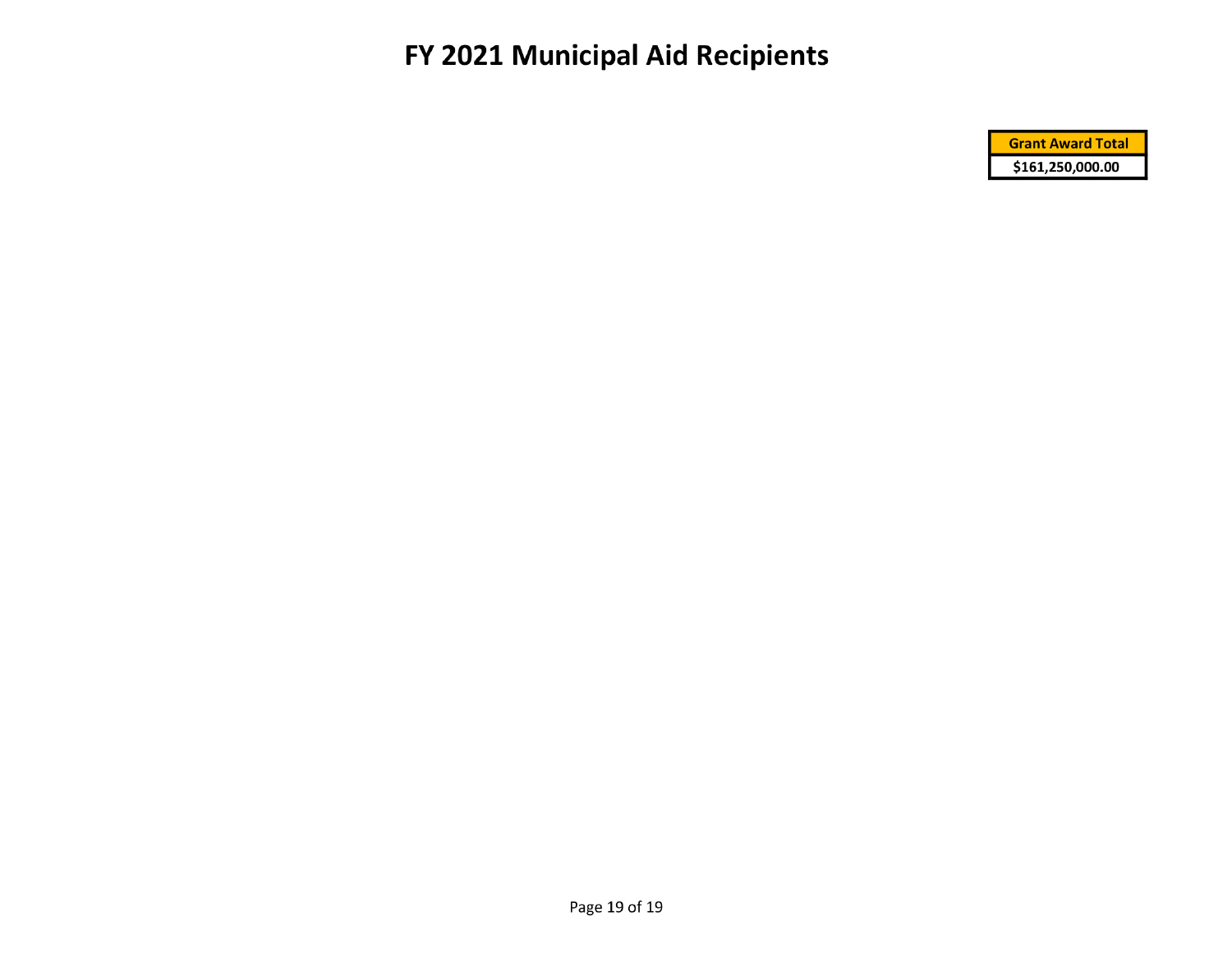# FY 2021 Municipal Aid Recipients

| Grant Award Total |
| --- |
| $161,250,000.00 |